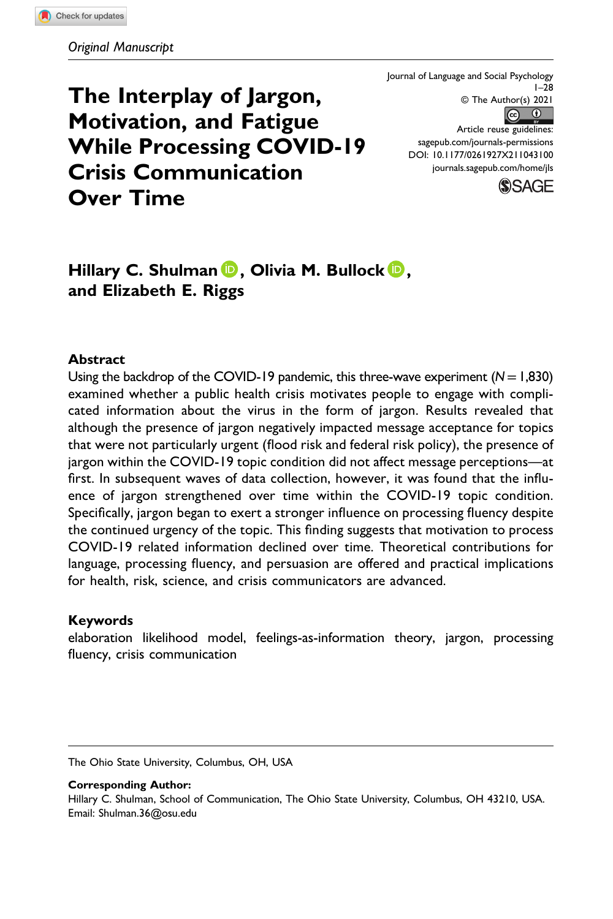*Original Manuscript*

# The Interplay of Jargon, Motivation, and Fatigue While Processing COVID-19 Crisis Communication Over Time

Journal of Language and Social Psychology
1–28
© The Author(s) 2021
Article reuse guidelines:
sagepub.com/journals-permissions
DOI: 10.1177/0261927X211043100
journals.sagepub.com/home/jls

**Hillary C. Shulman, Olivia M. Bullock, and Elizabeth E. Riggs**

## Abstract

Using the backdrop of the COVID-19 pandemic, this three-wave experiment ($N = 1,830$) examined whether a public health crisis motivates people to engage with complicated information about the virus in the form of jargon. Results revealed that although the presence of jargon negatively impacted message acceptance for topics that were not particularly urgent (flood risk and federal risk policy), the presence of jargon within the COVID-19 topic condition did not affect message perceptions—at first. In subsequent waves of data collection, however, it was found that the influence of jargon strengthened over time within the COVID-19 topic condition. Specifically, jargon began to exert a stronger influence on processing fluency despite the continued urgency of the topic. This finding suggests that motivation to process COVID-19 related information declined over time. Theoretical contributions for language, processing fluency, and persuasion are offered and practical implications for health, risk, science, and crisis communicators are advanced.

## Keywords

elaboration likelihood model, feelings-as-information theory, jargon, processing fluency, crisis communication

The Ohio State University, Columbus, OH, USA

**Corresponding Author:**
Hillary C. Shulman, School of Communication, The Ohio State University, Columbus, OH 43210, USA.
Email: Shulman.36@osu.edu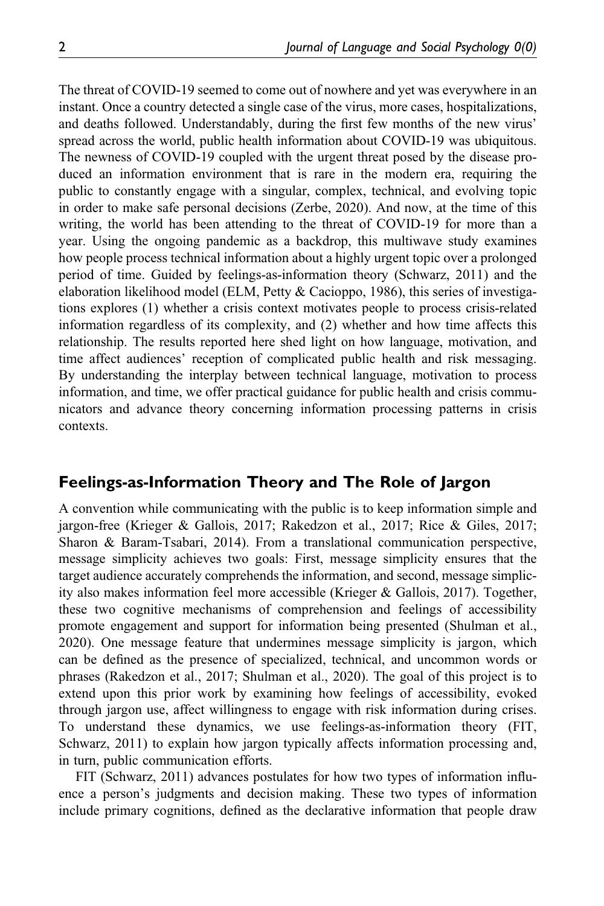The threat of COVID-19 seemed to come out of nowhere and yet was everywhere in an instant. Once a country detected a single case of the virus, more cases, hospitalizations, and deaths followed. Understandably, during the first few months of the new virus' spread across the world, public health information about COVID-19 was ubiquitous. The newness of COVID-19 coupled with the urgent threat posed by the disease produced an information environment that is rare in the modern era, requiring the public to constantly engage with a singular, complex, technical, and evolving topic in order to make safe personal decisions (Zerbe, 2020). And now, at the time of this writing, the world has been attending to the threat of COVID-19 for more than a year. Using the ongoing pandemic as a backdrop, this multiwave study examines how people process technical information about a highly urgent topic over a prolonged period of time. Guided by feelings-as-information theory (Schwarz, 2011) and the elaboration likelihood model (ELM, Petty & Cacioppo, 1986), this series of investigations explores (1) whether a crisis context motivates people to process crisis-related information regardless of its complexity, and (2) whether and how time affects this relationship. The results reported here shed light on how language, motivation, and time affect audiences' reception of complicated public health and risk messaging. By understanding the interplay between technical language, motivation to process information, and time, we offer practical guidance for public health and crisis communicators and advance theory concerning information processing patterns in crisis contexts.

## Feelings-as-Information Theory and The Role of Jargon

A convention while communicating with the public is to keep information simple and jargon-free (Krieger & Gallois, 2017; Rakedzon et al., 2017; Rice & Giles, 2017; Sharon & Baram-Tsabari, 2014). From a translational communication perspective, message simplicity achieves two goals: First, message simplicity ensures that the target audience accurately comprehends the information, and second, message simplicity also makes information feel more accessible (Krieger & Gallois, 2017). Together, these two cognitive mechanisms of comprehension and feelings of accessibility promote engagement and support for information being presented (Shulman et al., 2020). One message feature that undermines message simplicity is jargon, which can be defined as the presence of specialized, technical, and uncommon words or phrases (Rakedzon et al., 2017; Shulman et al., 2020). The goal of this project is to extend upon this prior work by examining how feelings of accessibility, evoked through jargon use, affect willingness to engage with risk information during crises. To understand these dynamics, we use feelings-as-information theory (FIT, Schwarz, 2011) to explain how jargon typically affects information processing and, in turn, public communication efforts.

FIT (Schwarz, 2011) advances postulates for how two types of information influence a person's judgments and decision making. These two types of information include primary cognitions, defined as the declarative information that people draw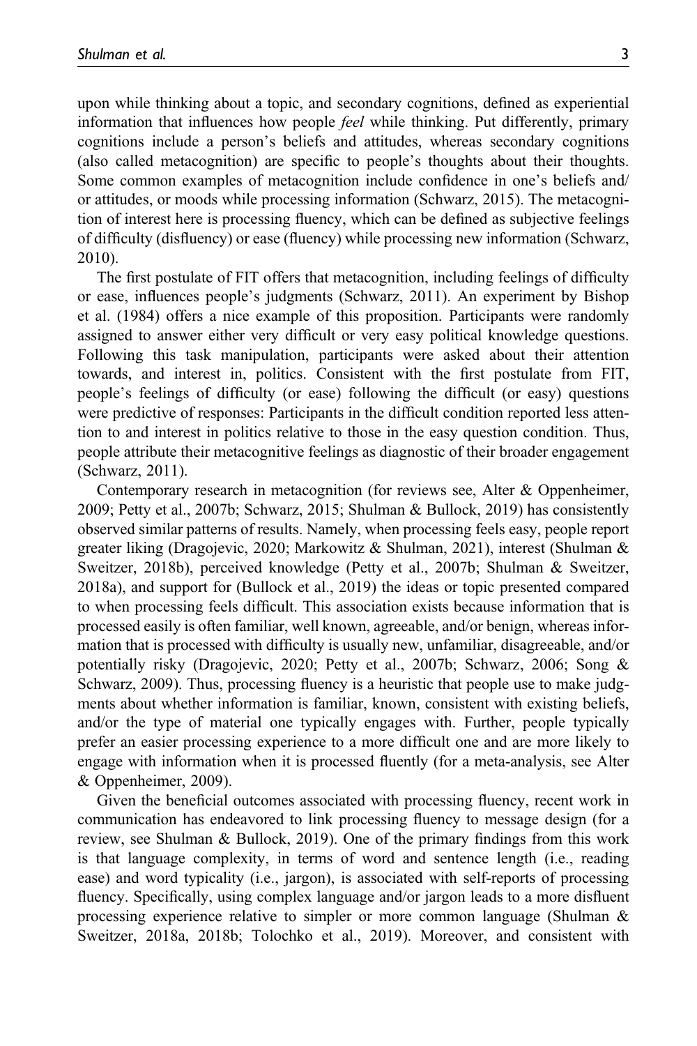upon while thinking about a topic, and secondary cognitions, defined as experiential information that influences how people *feel* while thinking. Put differently, primary cognitions include a person's beliefs and attitudes, whereas secondary cognitions (also called metacognition) are specific to people's thoughts about their thoughts. Some common examples of metacognition include confidence in one's beliefs and/or attitudes, or moods while processing information (Schwarz, 2015). The metacognition of interest here is processing fluency, which can be defined as subjective feelings of difficulty (disfluency) or ease (fluency) while processing new information (Schwarz, 2010).

The first postulate of FIT offers that metacognition, including feelings of difficulty or ease, influences people's judgments (Schwarz, 2011). An experiment by Bishop et al. (1984) offers a nice example of this proposition. Participants were randomly assigned to answer either very difficult or very easy political knowledge questions. Following this task manipulation, participants were asked about their attention towards, and interest in, politics. Consistent with the first postulate from FIT, people's feelings of difficulty (or ease) following the difficult (or easy) questions were predictive of responses: Participants in the difficult condition reported less attention to and interest in politics relative to those in the easy question condition. Thus, people attribute their metacognitive feelings as diagnostic of their broader engagement (Schwarz, 2011).

Contemporary research in metacognition (for reviews see, Alter & Oppenheimer, 2009; Petty et al., 2007b; Schwarz, 2015; Shulman & Bullock, 2019) has consistently observed similar patterns of results. Namely, when processing feels easy, people report greater liking (Dragojevic, 2020; Markowitz & Shulman, 2021), interest (Shulman & Sweitzer, 2018b), perceived knowledge (Petty et al., 2007b; Shulman & Sweitzer, 2018a), and support for (Bullock et al., 2019) the ideas or topic presented compared to when processing feels difficult. This association exists because information that is processed easily is often familiar, well known, agreeable, and/or benign, whereas information that is processed with difficulty is usually new, unfamiliar, disagreeable, and/or potentially risky (Dragojevic, 2020; Petty et al., 2007b; Schwarz, 2006; Song & Schwarz, 2009). Thus, processing fluency is a heuristic that people use to make judgments about whether information is familiar, known, consistent with existing beliefs, and/or the type of material one typically engages with. Further, people typically prefer an easier processing experience to a more difficult one and are more likely to engage with information when it is processed fluently (for a meta-analysis, see Alter & Oppenheimer, 2009).

Given the beneficial outcomes associated with processing fluency, recent work in communication has endeavored to link processing fluency to message design (for a review, see Shulman & Bullock, 2019). One of the primary findings from this work is that language complexity, in terms of word and sentence length (i.e., reading ease) and word typicality (i.e., jargon), is associated with self-reports of processing fluency. Specifically, using complex language and/or jargon leads to a more disfluent processing experience relative to simpler or more common language (Shulman & Sweitzer, 2018a, 2018b; Tolochko et al., 2019). Moreover, and consistent with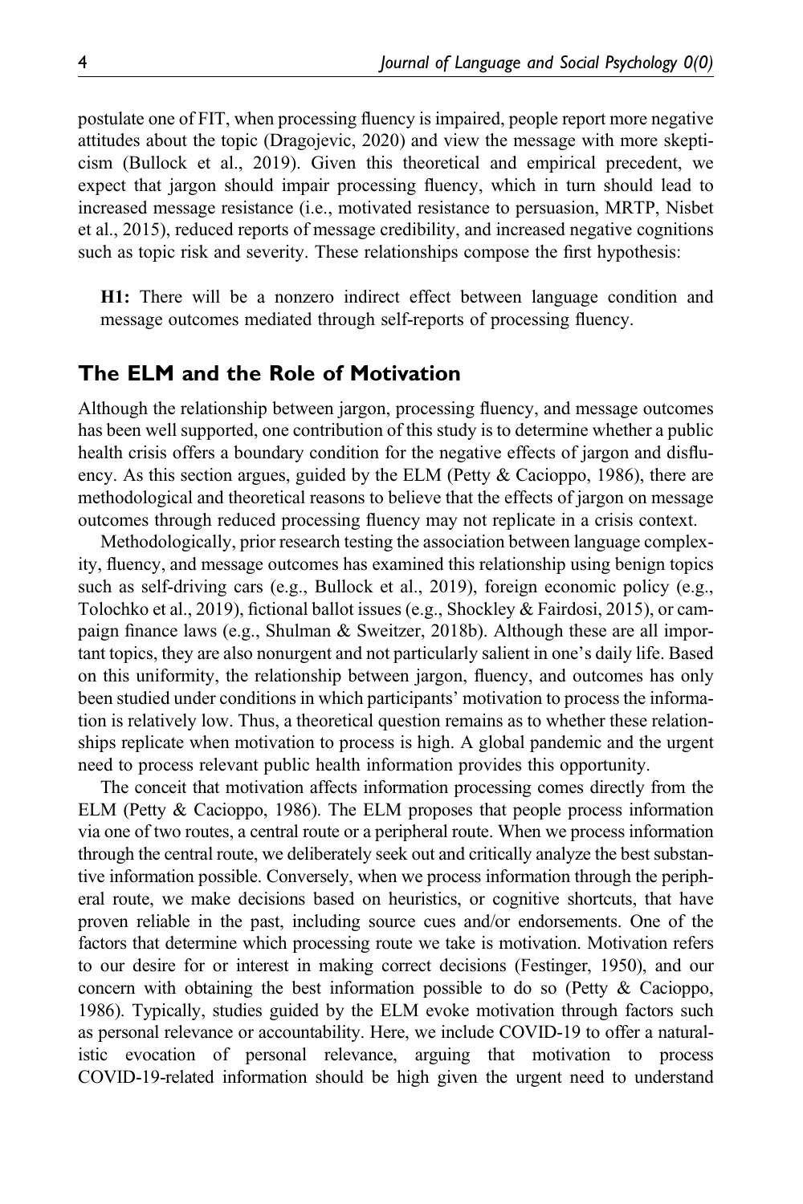postulate one of FIT, when processing fluency is impaired, people report more negative attitudes about the topic (Dragojevic, 2020) and view the message with more skepticism (Bullock et al., 2019). Given this theoretical and empirical precedent, we expect that jargon should impair processing fluency, which in turn should lead to increased message resistance (i.e., motivated resistance to persuasion, MRTP, Nisbet et al., 2015), reduced reports of message credibility, and increased negative cognitions such as topic risk and severity. These relationships compose the first hypothesis:

> **H1:** There will be a nonzero indirect effect between language condition and message outcomes mediated through self-reports of processing fluency.

## The ELM and the Role of Motivation

Although the relationship between jargon, processing fluency, and message outcomes has been well supported, one contribution of this study is to determine whether a public health crisis offers a boundary condition for the negative effects of jargon and disfluency. As this section argues, guided by the ELM (Petty & Cacioppo, 1986), there are methodological and theoretical reasons to believe that the effects of jargon on message outcomes through reduced processing fluency may not replicate in a crisis context.

Methodologically, prior research testing the association between language complexity, fluency, and message outcomes has examined this relationship using benign topics such as self-driving cars (e.g., Bullock et al., 2019), foreign economic policy (e.g., Tolochko et al., 2019), fictional ballot issues (e.g., Shockley & Fairdosi, 2015), or campaign finance laws (e.g., Shulman & Sweitzer, 2018b). Although these are all important topics, they are also nonurgent and not particularly salient in one's daily life. Based on this uniformity, the relationship between jargon, fluency, and outcomes has only been studied under conditions in which participants' motivation to process the information is relatively low. Thus, a theoretical question remains as to whether these relationships replicate when motivation to process is high. A global pandemic and the urgent need to process relevant public health information provides this opportunity.

The conceit that motivation affects information processing comes directly from the ELM (Petty & Cacioppo, 1986). The ELM proposes that people process information via one of two routes, a central route or a peripheral route. When we process information through the central route, we deliberately seek out and critically analyze the best substantive information possible. Conversely, when we process information through the peripheral route, we make decisions based on heuristics, or cognitive shortcuts, that have proven reliable in the past, including source cues and/or endorsements. One of the factors that determine which processing route we take is motivation. Motivation refers to our desire for or interest in making correct decisions (Festinger, 1950), and our concern with obtaining the best information possible to do so (Petty & Cacioppo, 1986). Typically, studies guided by the ELM evoke motivation through factors such as personal relevance or accountability. Here, we include COVID-19 to offer a naturalistic evocation of personal relevance, arguing that motivation to process COVID-19-related information should be high given the urgent need to understand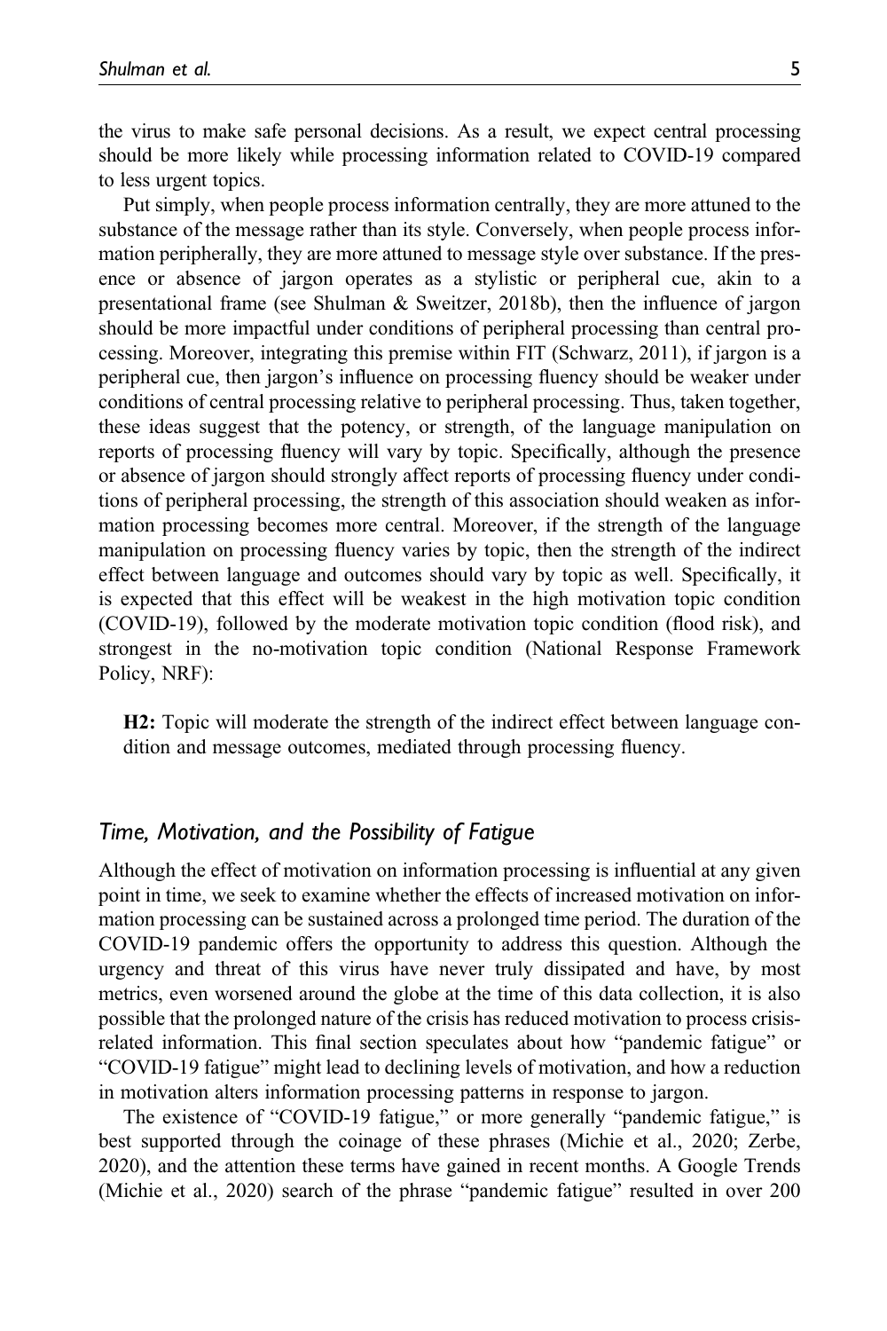the virus to make safe personal decisions. As a result, we expect central processing should be more likely while processing information related to COVID-19 compared to less urgent topics.

Put simply, when people process information centrally, they are more attuned to the substance of the message rather than its style. Conversely, when people process information peripherally, they are more attuned to message style over substance. If the presence or absence of jargon operates as a stylistic or peripheral cue, akin to a presentational frame (see Shulman & Sweitzer, 2018b), then the influence of jargon should be more impactful under conditions of peripheral processing than central processing. Moreover, integrating this premise within FIT (Schwarz, 2011), if jargon is a peripheral cue, then jargon's influence on processing fluency should be weaker under conditions of central processing relative to peripheral processing. Thus, taken together, these ideas suggest that the potency, or strength, of the language manipulation on reports of processing fluency will vary by topic. Specifically, although the presence or absence of jargon should strongly affect reports of processing fluency under conditions of peripheral processing, the strength of this association should weaken as information processing becomes more central. Moreover, if the strength of the language manipulation on processing fluency varies by topic, then the strength of the indirect effect between language and outcomes should vary by topic as well. Specifically, it is expected that this effect will be weakest in the high motivation topic condition (COVID-19), followed by the moderate motivation topic condition (flood risk), and strongest in the no-motivation topic condition (National Response Framework Policy, NRF):

> **H2:** Topic will moderate the strength of the indirect effect between language condition and message outcomes, mediated through processing fluency.

## *Time, Motivation, and the Possibility of Fatigue*

Although the effect of motivation on information processing is influential at any given point in time, we seek to examine whether the effects of increased motivation on information processing can be sustained across a prolonged time period. The duration of the COVID-19 pandemic offers the opportunity to address this question. Although the urgency and threat of this virus have never truly dissipated and have, by most metrics, even worsened around the globe at the time of this data collection, it is also possible that the prolonged nature of the crisis has reduced motivation to process crisis-related information. This final section speculates about how "pandemic fatigue" or "COVID-19 fatigue" might lead to declining levels of motivation, and how a reduction in motivation alters information processing patterns in response to jargon.

The existence of "COVID-19 fatigue," or more generally "pandemic fatigue," is best supported through the coinage of these phrases (Michie et al., 2020; Zerbe, 2020), and the attention these terms have gained in recent months. A Google Trends (Michie et al., 2020) search of the phrase "pandemic fatigue" resulted in over 200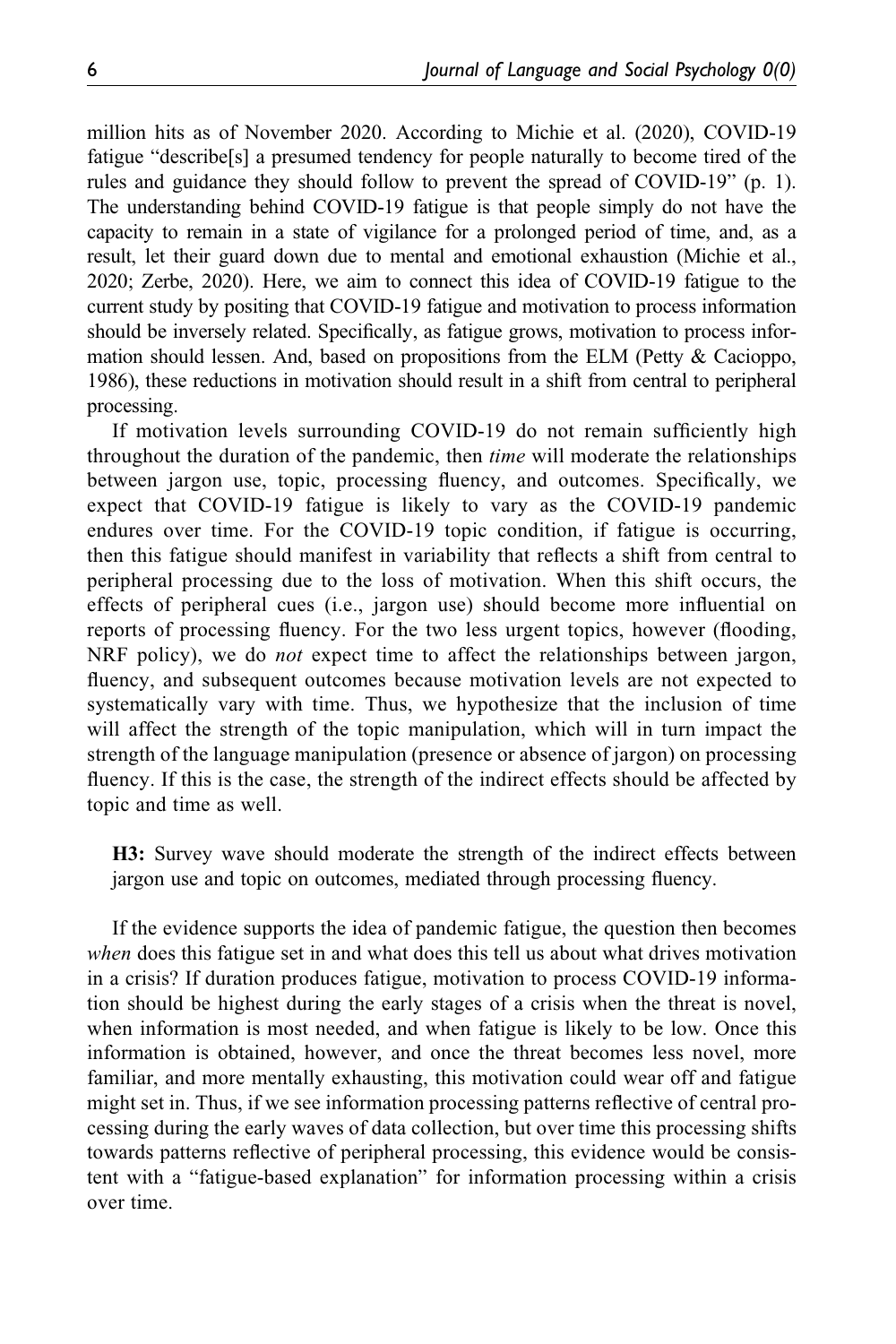million hits as of November 2020. According to Michie et al. (2020), COVID-19 fatigue "describe[s] a presumed tendency for people naturally to become tired of the rules and guidance they should follow to prevent the spread of COVID-19" (p. 1). The understanding behind COVID-19 fatigue is that people simply do not have the capacity to remain in a state of vigilance for a prolonged period of time, and, as a result, let their guard down due to mental and emotional exhaustion (Michie et al., 2020; Zerbe, 2020). Here, we aim to connect this idea of COVID-19 fatigue to the current study by positing that COVID-19 fatigue and motivation to process information should be inversely related. Specifically, as fatigue grows, motivation to process information should lessen. And, based on propositions from the ELM (Petty & Cacioppo, 1986), these reductions in motivation should result in a shift from central to peripheral processing.

If motivation levels surrounding COVID-19 do not remain sufficiently high throughout the duration of the pandemic, then *time* will moderate the relationships between jargon use, topic, processing fluency, and outcomes. Specifically, we expect that COVID-19 fatigue is likely to vary as the COVID-19 pandemic endures over time. For the COVID-19 topic condition, if fatigue is occurring, then this fatigue should manifest in variability that reflects a shift from central to peripheral processing due to the loss of motivation. When this shift occurs, the effects of peripheral cues (i.e., jargon use) should become more influential on reports of processing fluency. For the two less urgent topics, however (flooding, NRF policy), we do *not* expect time to affect the relationships between jargon, fluency, and subsequent outcomes because motivation levels are not expected to systematically vary with time. Thus, we hypothesize that the inclusion of time will affect the strength of the topic manipulation, which will in turn impact the strength of the language manipulation (presence or absence of jargon) on processing fluency. If this is the case, the strength of the indirect effects should be affected by topic and time as well.

> **H3:** Survey wave should moderate the strength of the indirect effects between jargon use and topic on outcomes, mediated through processing fluency.

If the evidence supports the idea of pandemic fatigue, the question then becomes *when* does this fatigue set in and what does this tell us about what drives motivation in a crisis? If duration produces fatigue, motivation to process COVID-19 information should be highest during the early stages of a crisis when the threat is novel, when information is most needed, and when fatigue is likely to be low. Once this information is obtained, however, and once the threat becomes less novel, more familiar, and more mentally exhausting, this motivation could wear off and fatigue might set in. Thus, if we see information processing patterns reflective of central processing during the early waves of data collection, but over time this processing shifts towards patterns reflective of peripheral processing, this evidence would be consistent with a "fatigue-based explanation" for information processing within a crisis over time.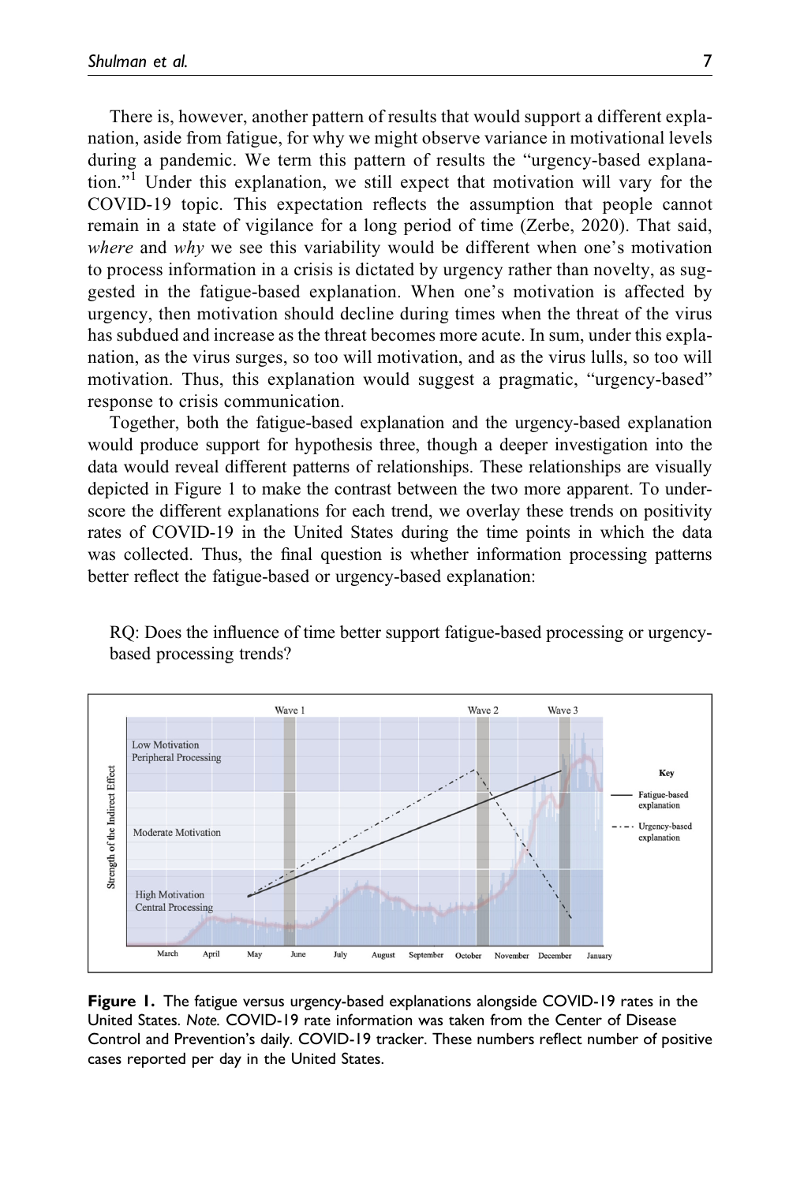There is, however, another pattern of results that would support a different explanation, aside from fatigue, for why we might observe variance in motivational levels during a pandemic. We term this pattern of results the "urgency-based explanation."[1] Under this explanation, we still expect that motivation will vary for the COVID-19 topic. This expectation reflects the assumption that people cannot remain in a state of vigilance for a long period of time (Zerbe, 2020). That said, *where* and *why* we see this variability would be different when one's motivation to process information in a crisis is dictated by urgency rather than novelty, as suggested in the fatigue-based explanation. When one's motivation is affected by urgency, then motivation should decline during times when the threat of the virus has subdued and increase as the threat becomes more acute. In sum, under this explanation, as the virus surges, so too will motivation, and as the virus lulls, so too will motivation. Thus, this explanation would suggest a pragmatic, "urgency-based" response to crisis communication.

Together, both the fatigue-based explanation and the urgency-based explanation would produce support for hypothesis three, though a deeper investigation into the data would reveal different patterns of relationships. These relationships are visually depicted in Figure 1 to make the contrast between the two more apparent. To underscore the different explanations for each trend, we overlay these trends on positivity rates of COVID-19 in the United States during the time points in which the data was collected. Thus, the final question is whether information processing patterns better reflect the fatigue-based or urgency-based explanation:

> RQ: Does the influence of time better support fatigue-based processing or urgency-based processing trends?

**Figure 1.** The fatigue versus urgency-based explanations alongside COVID-19 rates in the United States. *Note.* COVID-19 rate information was taken from the Center of Disease Control and Prevention's daily. COVID-19 tracker. These numbers reflect number of positive cases reported per day in the United States.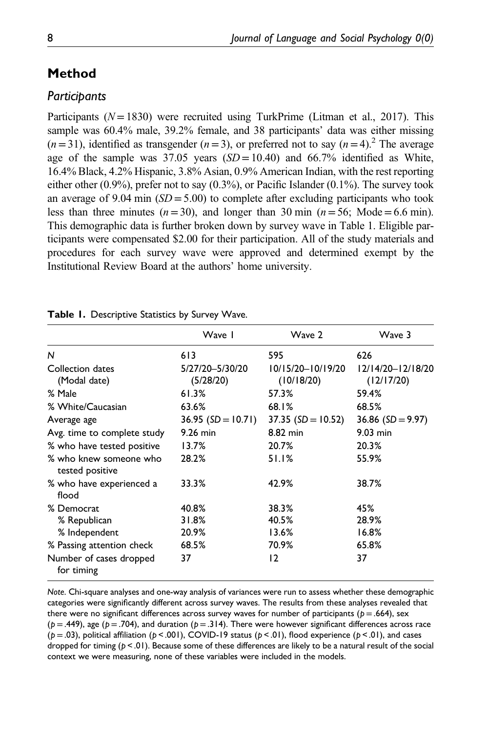## Method

### *Participants*

Participants ($N = 1830$) were recruited using TurkPrime (Litman et al., 2017). This sample was 60.4% male, 39.2% female, and 38 participants' data was either missing ($n = 31$), identified as transgender ($n = 3$), or preferred not to say ($n = 4$).[2] The average age of the sample was 37.05 years ($SD = 10.40$) and 66.7% identified as White, 16.4% Black, 4.2% Hispanic, 3.8% Asian, 0.9% American Indian, with the rest reporting either other (0.9%), prefer not to say (0.3%), or Pacific Islander (0.1%). The survey took an average of 9.04 min ($SD = 5.00$) to complete after excluding participants who took less than three minutes ($n = 30$), and longer than 30 min ($n = 56$; Mode = 6.6 min). This demographic data is further broken down by survey wave in Table 1. Eligible participants were compensated $2.00 for their participation. All of the study materials and procedures for each survey wave were approved and determined exempt by the Institutional Review Board at the authors' home university.

**Table 1.** Descriptive Statistics by Survey Wave.

| | Wave 1 | Wave 2 | Wave 3 |
|---|---|---|---|
| $N$ | 613 | 595 | 626 |
| Collection dates (Modal date) | 5/27/20–5/30/20 (5/28/20) | 10/15/20–10/19/20 (10/18/20) | 12/14/20–12/18/20 (12/17/20) |
| % Male | 61.3% | 57.3% | 59.4% |
| % White/Caucasian | 63.6% | 68.1% | 68.5% |
| Average age | 36.95 ($SD = 10.71$) | 37.35 ($SD = 10.52$) | 36.86 ($SD = 9.97$) |
| Avg. time to complete study | 9.26 min | 8.82 min | 9.03 min |
| % who have tested positive | 13.7% | 20.7% | 20.3% |
| % who knew someone who tested positive | 28.2% | 51.1% | 55.9% |
| % who have experienced a flood | 33.3% | 42.9% | 38.7% |
| % Democrat | 40.8% | 38.3% | 45% |
| % Republican | 31.8% | 40.5% | 28.9% |
| % Independent | 20.9% | 13.6% | 16.8% |
| % Passing attention check | 68.5% | 70.9% | 65.8% |
| Number of cases dropped for timing | 37 | 12 | 37 |

*Note*. Chi-square analyses and one-way analysis of variances were run to assess whether these demographic categories were significantly different across survey waves. The results from these analyses revealed that there were no significant differences across survey waves for number of participants ($p = .664$), sex ($p = .449$), age ($p = .704$), and duration ($p = .314$). There were however significant differences across race ($p = .03$), political affiliation ($p < .001$), COVID-19 status ($p < .01$), flood experience ($p < .01$), and cases dropped for timing ($p < .01$). Because some of these differences are likely to be a natural result of the social context we were measuring, none of these variables were included in the models.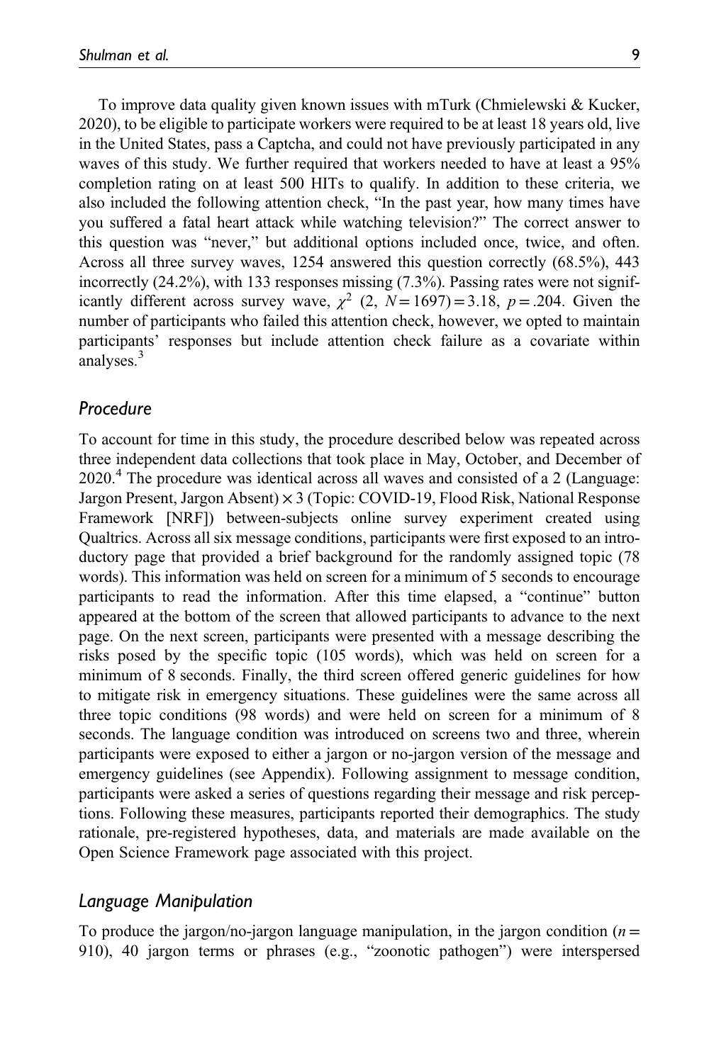To improve data quality given known issues with mTurk (Chmielewski & Kucker, 2020), to be eligible to participate workers were required to be at least 18 years old, live in the United States, pass a Captcha, and could not have previously participated in any waves of this study. We further required that workers needed to have at least a 95% completion rating on at least 500 HITs to qualify. In addition to these criteria, we also included the following attention check, "In the past year, how many times have you suffered a fatal heart attack while watching television?" The correct answer to this question was "never," but additional options included once, twice, and often. Across all three survey waves, 1254 answered this question correctly (68.5%), 443 incorrectly (24.2%), with 133 responses missing (7.3%). Passing rates were not significantly different across survey wave, $\chi^2$ $(2, N = 1697) = 3.18$, $p = .204$. Given the number of participants who failed this attention check, however, we opted to maintain participants' responses but include attention check failure as a covariate within analyses.[3]

## *Procedure*

To account for time in this study, the procedure described below was repeated across three independent data collections that took place in May, October, and December of 2020.[4] The procedure was identical across all waves and consisted of a 2 (Language: Jargon Present, Jargon Absent) × 3 (Topic: COVID-19, Flood Risk, National Response Framework [NRF]) between-subjects online survey experiment created using Qualtrics. Across all six message conditions, participants were first exposed to an introductory page that provided a brief background for the randomly assigned topic (78 words). This information was held on screen for a minimum of 5 seconds to encourage participants to read the information. After this time elapsed, a "continue" button appeared at the bottom of the screen that allowed participants to advance to the next page. On the next screen, participants were presented with a message describing the risks posed by the specific topic (105 words), which was held on screen for a minimum of 8 seconds. Finally, the third screen offered generic guidelines for how to mitigate risk in emergency situations. These guidelines were the same across all three topic conditions (98 words) and were held on screen for a minimum of 8 seconds. The language condition was introduced on screens two and three, wherein participants were exposed to either a jargon or no-jargon version of the message and emergency guidelines (see Appendix). Following assignment to message condition, participants were asked a series of questions regarding their message and risk perceptions. Following these measures, participants reported their demographics. The study rationale, pre-registered hypotheses, data, and materials are made available on the Open Science Framework page associated with this project.

## *Language Manipulation*

To produce the jargon/no-jargon language manipulation, in the jargon condition ($n = 910$), 40 jargon terms or phrases (e.g., "zoonotic pathogen") were interspersed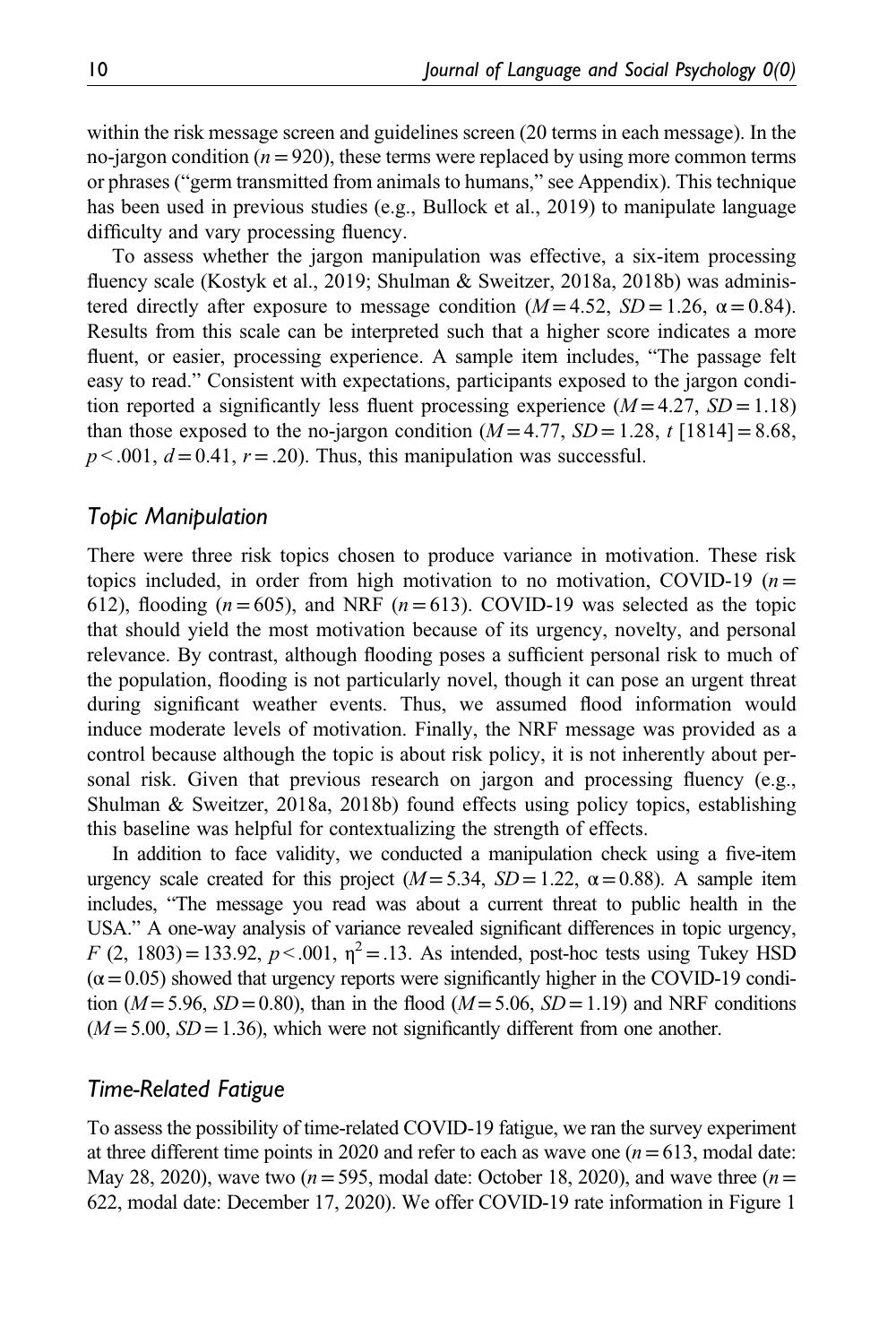within the risk message screen and guidelines screen (20 terms in each message). In the no-jargon condition ($n = 920$), these terms were replaced by using more common terms or phrases ("germ transmitted from animals to humans," see Appendix). This technique has been used in previous studies (e.g., Bullock et al., 2019) to manipulate language difficulty and vary processing fluency.

To assess whether the jargon manipulation was effective, a six-item processing fluency scale (Kostyk et al., 2019; Shulman & Sweitzer, 2018a, 2018b) was administered directly after exposure to message condition ($M = 4.52$, $SD = 1.26$, $\alpha = 0.84$). Results from this scale can be interpreted such that a higher score indicates a more fluent, or easier, processing experience. A sample item includes, "The passage felt easy to read." Consistent with expectations, participants exposed to the jargon condition reported a significantly less fluent processing experience ($M = 4.27$, $SD = 1.18$) than those exposed to the no-jargon condition ($M = 4.77$, $SD = 1.28$, $t$ [1814] $= 8.68$, $p < .001$, $d = 0.41$, $r = .20$). Thus, this manipulation was successful.

## *Topic Manipulation*

There were three risk topics chosen to produce variance in motivation. These risk topics included, in order from high motivation to no motivation, COVID-19 ($n = 612$), flooding ($n = 605$), and NRF ($n = 613$). COVID-19 was selected as the topic that should yield the most motivation because of its urgency, novelty, and personal relevance. By contrast, although flooding poses a sufficient personal risk to much of the population, flooding is not particularly novel, though it can pose an urgent threat during significant weather events. Thus, we assumed flood information would induce moderate levels of motivation. Finally, the NRF message was provided as a control because although the topic is about risk policy, it is not inherently about personal risk. Given that previous research on jargon and processing fluency (e.g., Shulman & Sweitzer, 2018a, 2018b) found effects using policy topics, establishing this baseline was helpful for contextualizing the strength of effects.

In addition to face validity, we conducted a manipulation check using a five-item urgency scale created for this project ($M = 5.34$, $SD = 1.22$, $\alpha = 0.88$). A sample item includes, "The message you read was about a current threat to public health in the USA." A one-way analysis of variance revealed significant differences in topic urgency, $F$ (2, 1803) $= 133.92$, $p < .001$, $\eta^2 = .13$. As intended, post-hoc tests using Tukey HSD ($\alpha = 0.05$) showed that urgency reports were significantly higher in the COVID-19 condition ($M = 5.96$, $SD = 0.80$), than in the flood ($M = 5.06$, $SD = 1.19$) and NRF conditions ($M = 5.00$, $SD = 1.36$), which were not significantly different from one another.

## *Time-Related Fatigue*

To assess the possibility of time-related COVID-19 fatigue, we ran the survey experiment at three different time points in 2020 and refer to each as wave one ($n = 613$, modal date: May 28, 2020), wave two ($n = 595$, modal date: October 18, 2020), and wave three ($n = 622$, modal date: December 17, 2020). We offer COVID-19 rate information in Figure 1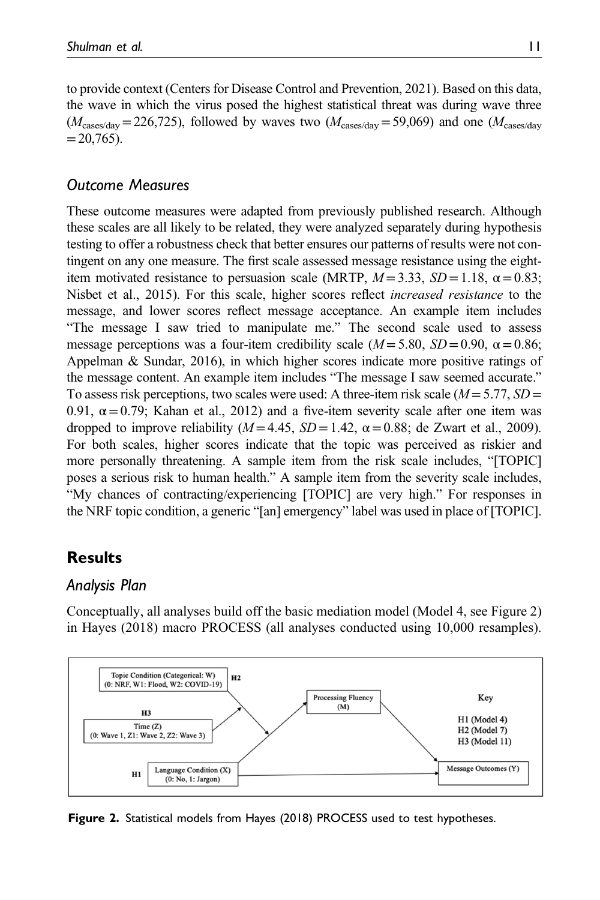to provide context (Centers for Disease Control and Prevention, 2021). Based on this data, the wave in which the virus posed the highest statistical threat was during wave three ($M_{cases/day} = 226{,}725$), followed by waves two ($M_{cases/day} = 59{,}069$) and one ($M_{cases/day} = 20{,}765$).

### Outcome Measures

These outcome measures were adapted from previously published research. Although these scales are all likely to be related, they were analyzed separately during hypothesis testing to offer a robustness check that better ensures our patterns of results were not contingent on any one measure. The first scale assessed message resistance using the eight-item motivated resistance to persuasion scale (MRTP, $M = 3.33$, $SD = 1.18$, $\alpha = 0.83$; Nisbet et al., 2015). For this scale, higher scores reflect *increased resistance* to the message, and lower scores reflect message acceptance. An example item includes "The message I saw tried to manipulate me." The second scale used to assess message perceptions was a four-item credibility scale ($M = 5.80$, $SD = 0.90$, $\alpha = 0.86$; Appelman & Sundar, 2016), in which higher scores indicate more positive ratings of the message content. An example item includes "The message I saw seemed accurate." To assess risk perceptions, two scales were used: A three-item risk scale ($M = 5.77$, $SD = 0.91$, $\alpha = 0.79$; Kahan et al., 2012) and a five-item severity scale after one item was dropped to improve reliability ($M = 4.45$, $SD = 1.42$, $\alpha = 0.88$; de Zwart et al., 2009). For both scales, higher scores indicate that the topic was perceived as riskier and more personally threatening. A sample item from the risk scale includes, "[TOPIC] poses a serious risk to human health." A sample item from the severity scale includes, "My chances of contracting/experiencing [TOPIC] are very high." For responses in the NRF topic condition, a generic "[an] emergency" label was used in place of [TOPIC].

## Results

### Analysis Plan

Conceptually, all analyses build off the basic mediation model (Model 4, see Figure 2) in Hayes (2018) macro PROCESS (all analyses conducted using 10,000 resamples).

Topic Condition (Categorical: W) (0: NRF, W1: Flood, W2: COVID-19) — H2

H3 — Time (Z) (0: Wave 1, Z1: Wave 2, Z2: Wave 3)

Processing Fluency (M)

H1 — Language Condition (X) (0: No, 1: Jargon)

Message Outcomes (Y)

Key: H1 (Model 4), H2 (Model 7), H3 (Model 11)

**Figure 2.** Statistical models from Hayes (2018) PROCESS used to test hypotheses.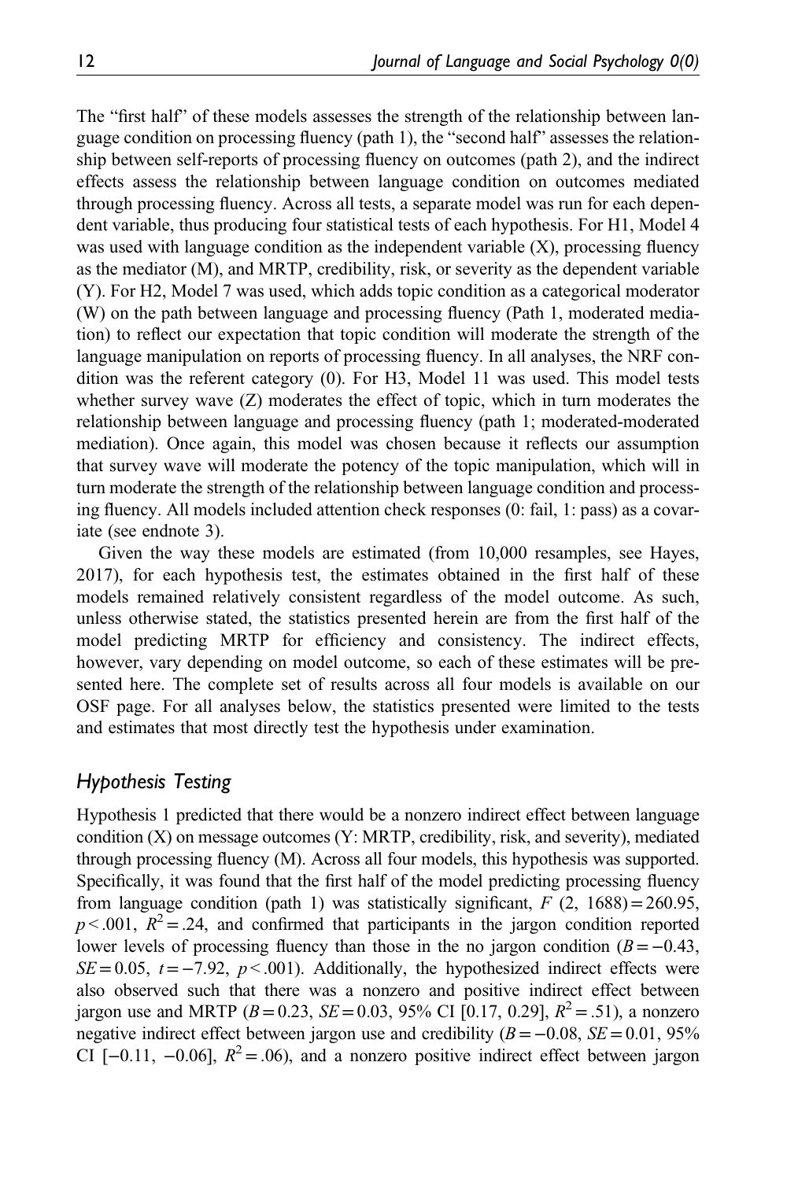The "first half" of these models assesses the strength of the relationship between language condition on processing fluency (path 1), the "second half" assesses the relationship between self-reports of processing fluency on outcomes (path 2), and the indirect effects assess the relationship between language condition on outcomes mediated through processing fluency. Across all tests, a separate model was run for each dependent variable, thus producing four statistical tests of each hypothesis. For H1, Model 4 was used with language condition as the independent variable (X), processing fluency as the mediator (M), and MRTP, credibility, risk, or severity as the dependent variable (Y). For H2, Model 7 was used, which adds topic condition as a categorical moderator (W) on the path between language and processing fluency (Path 1, moderated mediation) to reflect our expectation that topic condition will moderate the strength of the language manipulation on reports of processing fluency. In all analyses, the NRF condition was the referent category (0). For H3, Model 11 was used. This model tests whether survey wave (Z) moderates the effect of topic, which in turn moderates the relationship between language and processing fluency (path 1; moderated-moderated mediation). Once again, this model was chosen because it reflects our assumption that survey wave will moderate the potency of the topic manipulation, which will in turn moderate the strength of the relationship between language condition and processing fluency. All models included attention check responses (0: fail, 1: pass) as a covariate (see endnote 3).

Given the way these models are estimated (from 10,000 resamples, see Hayes, 2017), for each hypothesis test, the estimates obtained in the first half of these models remained relatively consistent regardless of the model outcome. As such, unless otherwise stated, the statistics presented herein are from the first half of the model predicting MRTP for efficiency and consistency. The indirect effects, however, vary depending on model outcome, so each of these estimates will be presented here. The complete set of results across all four models is available on our OSF page. For all analyses below, the statistics presented were limited to the tests and estimates that most directly test the hypothesis under examination.

## *Hypothesis Testing*

Hypothesis 1 predicted that there would be a nonzero indirect effect between language condition (X) on message outcomes (Y: MRTP, credibility, risk, and severity), mediated through processing fluency (M). Across all four models, this hypothesis was supported. Specifically, it was found that the first half of the model predicting processing fluency from language condition (path 1) was statistically significant, $F$ (2, 1688) = 260.95, $p < .001$, $R^2 = .24$, and confirmed that participants in the jargon condition reported lower levels of processing fluency than those in the no jargon condition ($B = -0.43$, $SE = 0.05$, $t = -7.92$, $p < .001$). Additionally, the hypothesized indirect effects were also observed such that there was a nonzero and positive indirect effect between jargon use and MRTP ($B = 0.23$, $SE = 0.03$, 95% CI [0.17, 0.29], $R^2 = .51$), a nonzero negative indirect effect between jargon use and credibility ($B = -0.08$, $SE = 0.01$, 95% CI [−0.11, −0.06], $R^2 = .06$), and a nonzero positive indirect effect between jargon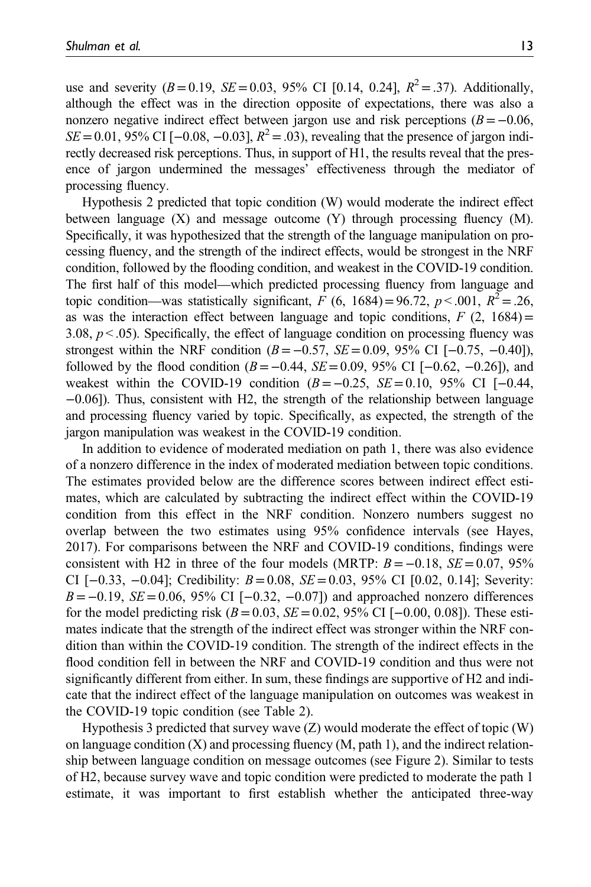use and severity ($B = 0.19$, $SE = 0.03$, 95% CI [0.14, 0.24], $R^2 = .37$). Additionally, although the effect was in the direction opposite of expectations, there was also a nonzero negative indirect effect between jargon use and risk perceptions ($B = -0.06$, $SE = 0.01$, 95% CI [−0.08, −0.03], $R^2 = .03$), revealing that the presence of jargon indirectly decreased risk perceptions. Thus, in support of H1, the results reveal that the presence of jargon undermined the messages' effectiveness through the mediator of processing fluency.

Hypothesis 2 predicted that topic condition (W) would moderate the indirect effect between language (X) and message outcome (Y) through processing fluency (M). Specifically, it was hypothesized that the strength of the language manipulation on processing fluency, and the strength of the indirect effects, would be strongest in the NRF condition, followed by the flooding condition, and weakest in the COVID-19 condition. The first half of this model—which predicted processing fluency from language and topic condition—was statistically significant, $F$ (6, 1684) = 96.72, $p < .001$, $R^2 = .26$, as was the interaction effect between language and topic conditions, $F$ (2, 1684) = 3.08, $p < .05$). Specifically, the effect of language condition on processing fluency was strongest within the NRF condition ($B = -0.57$, $SE = 0.09$, 95% CI [−0.75, −0.40]), followed by the flood condition ($B = -0.44$, $SE = 0.09$, 95% CI [−0.62, −0.26]), and weakest within the COVID-19 condition ($B = -0.25$, $SE = 0.10$, 95% CI [−0.44, −0.06]). Thus, consistent with H2, the strength of the relationship between language and processing fluency varied by topic. Specifically, as expected, the strength of the jargon manipulation was weakest in the COVID-19 condition.

In addition to evidence of moderated mediation on path 1, there was also evidence of a nonzero difference in the index of moderated mediation between topic conditions. The estimates provided below are the difference scores between indirect effect estimates, which are calculated by subtracting the indirect effect within the COVID-19 condition from this effect in the NRF condition. Nonzero numbers suggest no overlap between the two estimates using 95% confidence intervals (see Hayes, 2017). For comparisons between the NRF and COVID-19 conditions, findings were consistent with H2 in three of the four models (MRTP: $B = -0.18$, $SE = 0.07$, 95% CI [−0.33, −0.04]; Credibility: $B = 0.08$, $SE = 0.03$, 95% CI [0.02, 0.14]; Severity: $B = -0.19$, $SE = 0.06$, 95% CI [−0.32, −0.07]) and approached nonzero differences for the model predicting risk ($B = 0.03$, $SE = 0.02$, 95% CI [−0.00, 0.08]). These estimates indicate that the strength of the indirect effect was stronger within the NRF condition than within the COVID-19 condition. The strength of the indirect effects in the flood condition fell in between the NRF and COVID-19 condition and thus were not significantly different from either. In sum, these findings are supportive of H2 and indicate that the indirect effect of the language manipulation on outcomes was weakest in the COVID-19 topic condition (see Table 2).

Hypothesis 3 predicted that survey wave (Z) would moderate the effect of topic (W) on language condition (X) and processing fluency (M, path 1), and the indirect relationship between language condition on message outcomes (see Figure 2). Similar to tests of H2, because survey wave and topic condition were predicted to moderate the path 1 estimate, it was important to first establish whether the anticipated three-way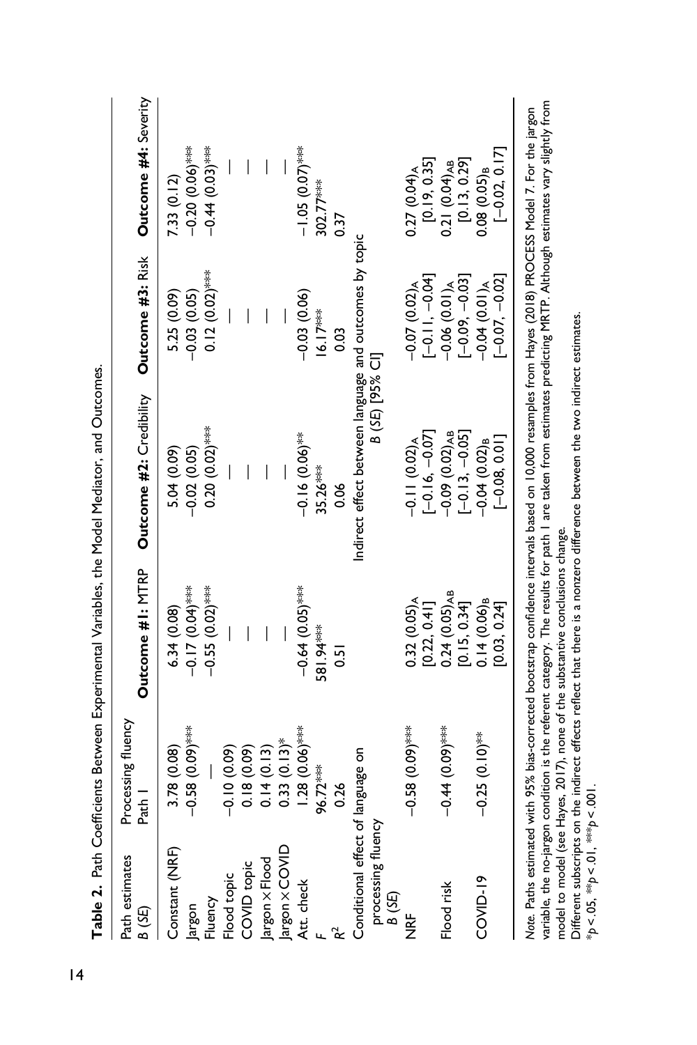**Table 2.** Path Coefficients Between Experimental Variables, the Model Mediator, and Outcomes.

| Path estimates *B* (*SE*) | Processing fluency Path 1 | **Outcome #1:** MTRP | **Outcome #2:** Credibility | **Outcome #3:** Risk | **Outcome #4:** Severity |
|---|---|---|---|---|---|
| Constant (NRF) | 3.78 (0.08) | 6.34 (0.08) | 5.04 (0.09) | 5.25 (0.09) | 7.33 (0.12) |
| Jargon | −0.58 (0.09)*** | −0.17 (0.04)*** | −0.02 (0.05) | −0.03 (0.05) | −0.20 (0.06)*** |
| Fluency | — | −0.55 (0.02)*** | 0.20 (0.02)*** | 0.12 (0.02)*** | −0.44 (0.03)*** |
| Flood topic | −0.10 (0.09) | — | — | — | — |
| COVID topic | 0.18 (0.09) | — | — | — | — |
| Jargon × Flood | 0.14 (0.13) | — | — | — | — |
| Jargon × COVID | 0.33 (0.13)* | — | — | — | — |
| Att. check | 1.28 (0.06)*** | −0.64 (0.05)*** | −0.16 (0.06)** | −0.03 (0.06) | −1.05 (0.07)*** |
| $F$ | 96.72*** | 581.94*** | 35.26*** | 16.17*** | 302.77*** |
| $R^2$ | 0.26 | 0.51 | 0.06 | 0.03 | 0.37 |
| Conditional effect of language on processing fluency *B* (*SE*) | | Indirect effect between language and outcomes by topic *B* (*SE*) [95% CI] | | | |
| NRF | −0.58 (0.09)*** | 0.32 (0.05)$_A$ [0.22, 0.41] | −0.11 (0.02)$_A$ [−0.16, −0.07] | −0.07 (0.02)$_A$ [−0.11, −0.04] | 0.27 (0.04)$_A$ [0.19, 0.35] |
| Flood risk | −0.44 (0.09)*** | 0.24 (0.05)$_{AB}$ [0.15, 0.34] | −0.09 (0.02)$_{AB}$ [−0.13, −0.05] | −0.06 (0.01)$_A$ [−0.09, −0.03] | 0.21 (0.04)$_{AB}$ [0.13, 0.29] |
| COVID-19 | −0.25 (0.10)** | 0.14 (0.06)$_B$ [0.03, 0.24] | −0.04 (0.02)$_B$ [−0.08, 0.01] | −0.04 (0.01)$_A$ [−0.07, −0.02] | 0.08 (0.05)$_B$ [−0.02, 0.17] |

*Note.* Paths estimated with 95% bias-corrected bootstrap confidence intervals based on 10,000 resamples from Hayes (2018) PROCESS Model 7. For the jargon variable, the no-jargon condition is the referent category. The results for path 1 are taken from estimates predicting MRTP. Although estimates vary slightly from model to model (see Hayes, 2017), none of the substantive conclusions change.

Different subscripts on the indirect effects reflect that there is a nonzero difference between the two indirect estimates.

*$p < .05$, **$p < .01$, ***$p < .001$.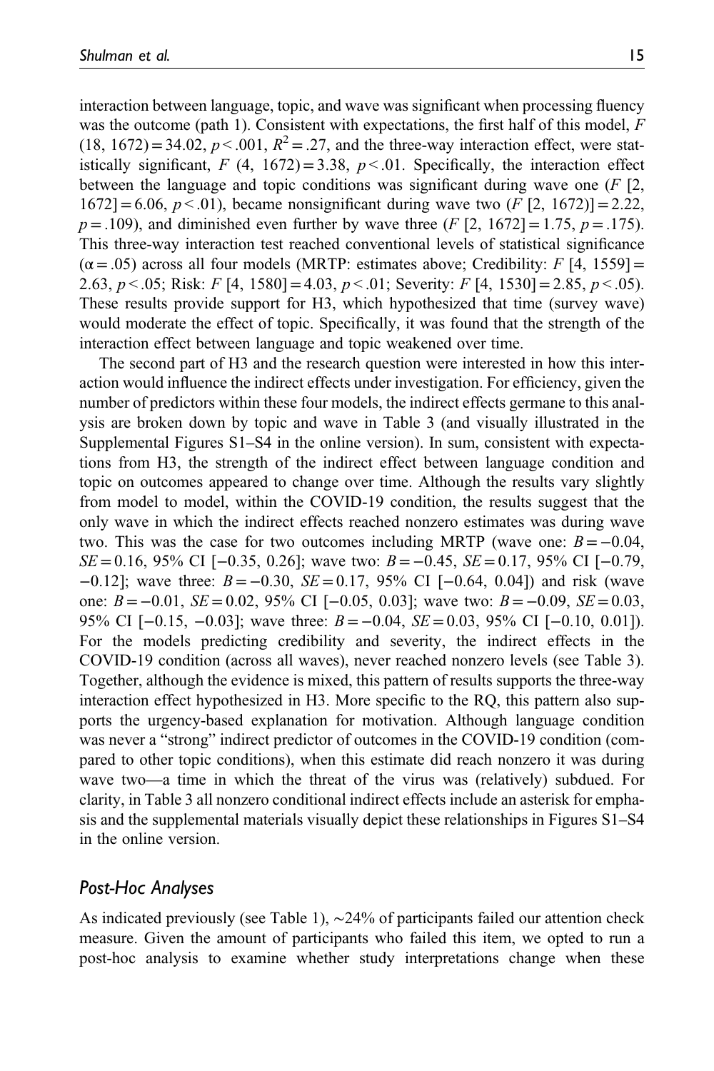interaction between language, topic, and wave was significant when processing fluency was the outcome (path 1). Consistent with expectations, the first half of this model, $F$ $(18, 1672) = 34.02$, $p < .001$, $R^2 = .27$, and the three-way interaction effect, were statistically significant, $F$ $(4, 1672) = 3.38$, $p < .01$. Specifically, the interaction effect between the language and topic conditions was significant during wave one ($F$ [2, 1672] $= 6.06$, $p < .01$), became nonsignificant during wave two ($F$ [2, 1672)] $= 2.22$, $p = .109$), and diminished even further by wave three ($F$ [2, 1672] $= 1.75$, $p = .175$). This three-way interaction test reached conventional levels of statistical significance ($\alpha = .05$) across all four models (MRTP: estimates above; Credibility: $F$ [4, 1559] $=$ 2.63, $p < .05$; Risk: $F$ [4, 1580] $= 4.03$, $p < .01$; Severity: $F$ [4, 1530] $= 2.85$, $p < .05$). These results provide support for H3, which hypothesized that time (survey wave) would moderate the effect of topic. Specifically, it was found that the strength of the interaction effect between language and topic weakened over time.

The second part of H3 and the research question were interested in how this interaction would influence the indirect effects under investigation. For efficiency, given the number of predictors within these four models, the indirect effects germane to this analysis are broken down by topic and wave in Table 3 (and visually illustrated in the Supplemental Figures S1–S4 in the online version). In sum, consistent with expectations from H3, the strength of the indirect effect between language condition and topic on outcomes appeared to change over time. Although the results vary slightly from model to model, within the COVID-19 condition, the results suggest that the only wave in which the indirect effects reached nonzero estimates was during wave two. This was the case for two outcomes including MRTP (wave one: $B = -0.04$, $SE = 0.16$, 95% CI [−0.35, 0.26]; wave two: $B = -0.45$, $SE = 0.17$, 95% CI [−0.79, −0.12]; wave three: $B = -0.30$, $SE = 0.17$, 95% CI [−0.64, 0.04]) and risk (wave one: $B = -0.01$, $SE = 0.02$, 95% CI [−0.05, 0.03]; wave two: $B = -0.09$, $SE = 0.03$, 95% CI [−0.15, −0.03]; wave three: $B = -0.04$, $SE = 0.03$, 95% CI [−0.10, 0.01]). For the models predicting credibility and severity, the indirect effects in the COVID-19 condition (across all waves), never reached nonzero levels (see Table 3). Together, although the evidence is mixed, this pattern of results supports the three-way interaction effect hypothesized in H3. More specific to the RQ, this pattern also supports the urgency-based explanation for motivation. Although language condition was never a "strong" indirect predictor of outcomes in the COVID-19 condition (compared to other topic conditions), when this estimate did reach nonzero it was during wave two—a time in which the threat of the virus was (relatively) subdued. For clarity, in Table 3 all nonzero conditional indirect effects include an asterisk for emphasis and the supplemental materials visually depict these relationships in Figures S1–S4 in the online version.

## Post-Hoc Analyses

As indicated previously (see Table 1), ∼24% of participants failed our attention check measure. Given the amount of participants who failed this item, we opted to run a post-hoc analysis to examine whether study interpretations change when these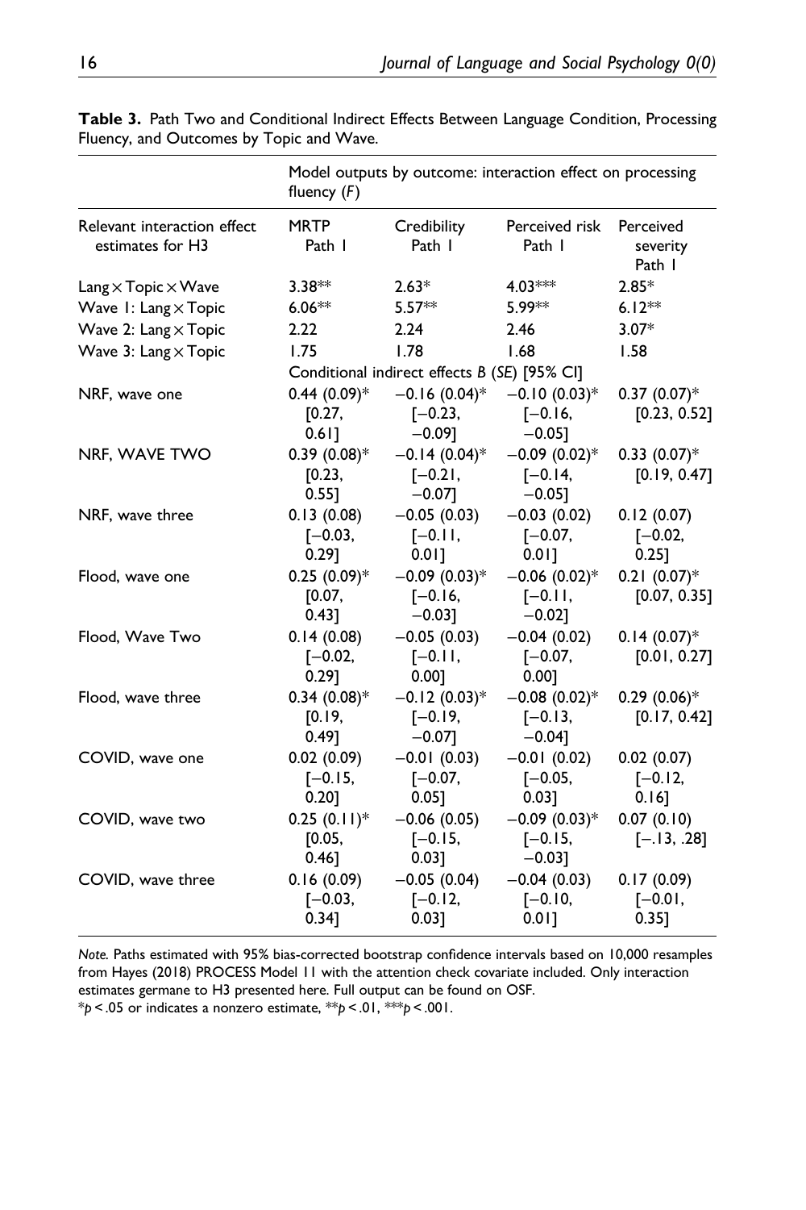**Table 3.** Path Two and Conditional Indirect Effects Between Language Condition, Processing Fluency, and Outcomes by Topic and Wave.

| | Model outputs by outcome: interaction effect on processing fluency ($F$) | | | |
|---|---|---|---|---|
| Relevant interaction effect estimates for H3 | MRTP Path 1 | Credibility Path 1 | Perceived risk Path 1 | Perceived severity Path 1 |
| Lang × Topic × Wave | 3.38** | 2.63* | 4.03*** | 2.85* |
| Wave 1: Lang × Topic | 6.06** | 5.57** | 5.99** | 6.12** |
| Wave 2: Lang × Topic | 2.22 | 2.24 | 2.46 | 3.07* |
| Wave 3: Lang × Topic | 1.75 | 1.78 | 1.68 | 1.58 |
| | Conditional indirect effects $B$ ($SE$) [95% CI] | | | |
| NRF, wave one | 0.44 (0.09)* [0.27, 0.61] | −0.16 (0.04)* [−0.23, −0.09] | −0.10 (0.03)* [−0.16, −0.05] | 0.37 (0.07)* [0.23, 0.52] |
| NRF, WAVE TWO | 0.39 (0.08)* [0.23, 0.55] | −0.14 (0.04)* [−0.21, −0.07] | −0.09 (0.02)* [−0.14, −0.05] | 0.33 (0.07)* [0.19, 0.47] |
| NRF, wave three | 0.13 (0.08) [−0.03, 0.29] | −0.05 (0.03) [−0.11, 0.01] | −0.03 (0.02) [−0.07, 0.01] | 0.12 (0.07) [−0.02, 0.25] |
| Flood, wave one | 0.25 (0.09)* [0.07, 0.43] | −0.09 (0.03)* [−0.16, −0.03] | −0.06 (0.02)* [−0.11, −0.02] | 0.21 (0.07)* [0.07, 0.35] |
| Flood, Wave Two | 0.14 (0.08) [−0.02, 0.29] | −0.05 (0.03) [−0.11, 0.00] | −0.04 (0.02) [−0.07, 0.00] | 0.14 (0.07)* [0.01, 0.27] |
| Flood, wave three | 0.34 (0.08)* [0.19, 0.49] | −0.12 (0.03)* [−0.19, −0.07] | −0.08 (0.02)* [−0.13, −0.04] | 0.29 (0.06)* [0.17, 0.42] |
| COVID, wave one | 0.02 (0.09) [−0.15, 0.20] | −0.01 (0.03) [−0.07, 0.05] | −0.01 (0.02) [−0.05, 0.03] | 0.02 (0.07) [−0.12, 0.16] |
| COVID, wave two | 0.25 (0.11)* [0.05, 0.46] | −0.06 (0.05) [−0.15, 0.03] | −0.09 (0.03)* [−0.15, −0.03] | 0.07 (0.10) [−.13, .28] |
| COVID, wave three | 0.16 (0.09) [−0.03, 0.34] | −0.05 (0.04) [−0.12, 0.03] | −0.04 (0.03) [−0.10, 0.01] | 0.17 (0.09) [−0.01, 0.35] |

*Note.* Paths estimated with 95% bias-corrected bootstrap confidence intervals based on 10,000 resamples from Hayes (2018) PROCESS Model 11 with the attention check covariate included. Only interaction estimates germane to H3 presented here. Full output can be found on OSF.
*$p < .05$ or indicates a nonzero estimate, **$p < .01$, ***$p < .001$.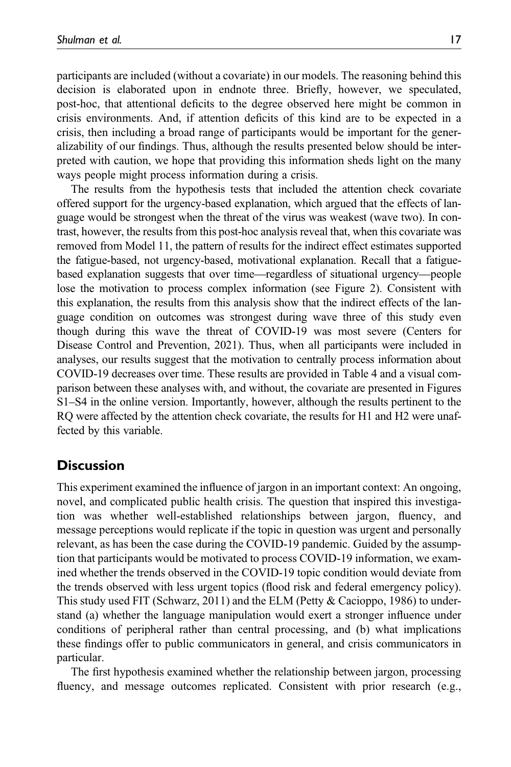participants are included (without a covariate) in our models. The reasoning behind this decision is elaborated upon in endnote three. Briefly, however, we speculated, post-hoc, that attentional deficits to the degree observed here might be common in crisis environments. And, if attention deficits of this kind are to be expected in a crisis, then including a broad range of participants would be important for the generalizability of our findings. Thus, although the results presented below should be interpreted with caution, we hope that providing this information sheds light on the many ways people might process information during a crisis.

The results from the hypothesis tests that included the attention check covariate offered support for the urgency-based explanation, which argued that the effects of language would be strongest when the threat of the virus was weakest (wave two). In contrast, however, the results from this post-hoc analysis reveal that, when this covariate was removed from Model 11, the pattern of results for the indirect effect estimates supported the fatigue-based, not urgency-based, motivational explanation. Recall that a fatigue-based explanation suggests that over time—regardless of situational urgency—people lose the motivation to process complex information (see Figure 2). Consistent with this explanation, the results from this analysis show that the indirect effects of the language condition on outcomes was strongest during wave three of this study even though during this wave the threat of COVID-19 was most severe (Centers for Disease Control and Prevention, 2021). Thus, when all participants were included in analyses, our results suggest that the motivation to centrally process information about COVID-19 decreases over time. These results are provided in Table 4 and a visual comparison between these analyses with, and without, the covariate are presented in Figures S1–S4 in the online version. Importantly, however, although the results pertinent to the RQ were affected by the attention check covariate, the results for H1 and H2 were unaffected by this variable.

## Discussion

This experiment examined the influence of jargon in an important context: An ongoing, novel, and complicated public health crisis. The question that inspired this investigation was whether well-established relationships between jargon, fluency, and message perceptions would replicate if the topic in question was urgent and personally relevant, as has been the case during the COVID-19 pandemic. Guided by the assumption that participants would be motivated to process COVID-19 information, we examined whether the trends observed in the COVID-19 topic condition would deviate from the trends observed with less urgent topics (flood risk and federal emergency policy). This study used FIT (Schwarz, 2011) and the ELM (Petty & Cacioppo, 1986) to understand (a) whether the language manipulation would exert a stronger influence under conditions of peripheral rather than central processing, and (b) what implications these findings offer to public communicators in general, and crisis communicators in particular.

The first hypothesis examined whether the relationship between jargon, processing fluency, and message outcomes replicated. Consistent with prior research (e.g.,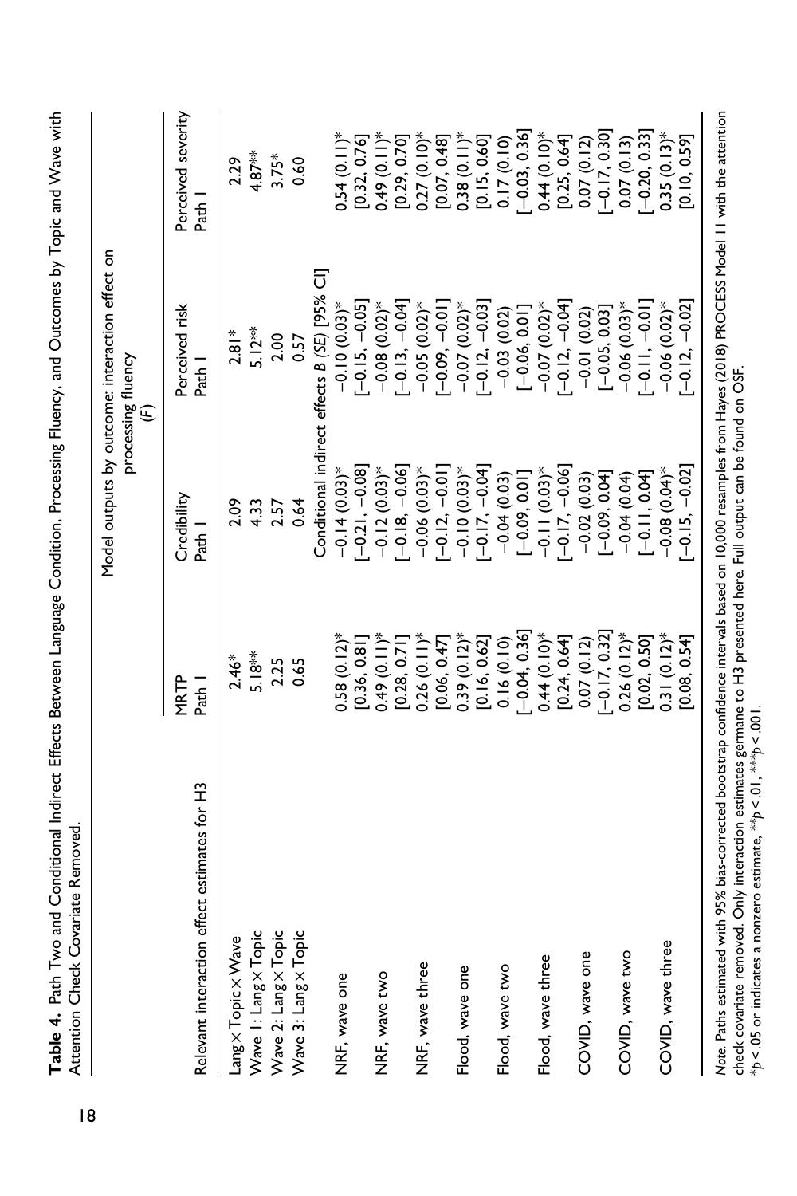**Table 4.** Path Two and Conditional Indirect Effects Between Language Condition, Processing Fluency, and Outcomes by Topic and Wave with Attention Check Covariate Removed.

| Relevant interaction effect estimates for H3 | Model outputs by outcome: interaction effect on processing fluency ($F$) | | | |
|---|---|---|---|---|
| | MRTP Path 1 | Credibility Path 1 | Perceived risk Path 1 | Perceived severity Path 1 |
| Lang × Topic × Wave | 2.46* | 2.09 | 2.81* | 2.29 |
| Wave 1: Lang × Topic | 5.18** | 4.33 | 5.12** | 4.87** |
| Wave 2: Lang × Topic | 2.25 | 2.57 | 2.00 | 3.75* |
| Wave 3: Lang × Topic | 0.65 | 0.64 | 0.57 | 0.60 |
| | Conditional indirect effects $B$ ($SE$) [95% CI] | | | |
| NRF, wave one | 0.58 (0.12)* [0.36, 0.81] | −0.14 (0.03)* [−0.21, −0.08] | −0.10 (0.03)* [−0.15, −0.05] | 0.54 (0.11)* [0.32, 0.76] |
| NRF, wave two | 0.49 (0.11)* [0.28, 0.71] | −0.12 (0.03)* [−0.18, −0.06] | −0.08 (0.02)* [−0.13, −0.04] | 0.49 (0.11)* [0.29, 0.70] |
| NRF, wave three | 0.26 (0.11)* [0.06, 0.47] | −0.06 (0.03)* [−0.12, −0.01] | −0.05 (0.02)* [−0.09, −0.01] | 0.27 (0.10)* [0.07, 0.48] |
| Flood, wave one | 0.39 (0.12)* [0.16, 0.62] | −0.10 (0.03)* [−0.17, −0.04] | −0.07 (0.02)* [−0.12, −0.03] | 0.38 (0.11)* [0.15, 0.60] |
| Flood, wave two | 0.16 (0.10) [−0.04, 0.36] | −0.04 (0.03) [−0.09, 0.01] | −0.03 (0.02) [−0.06, 0.01] | 0.17 (0.10) [−0.03, 0.36] |
| Flood, wave three | 0.44 (0.10)* [0.24, 0.64] | −0.11 (0.03)* [−0.17, −0.06] | −0.07 (0.02)* [−0.12, −0.04] | 0.44 (0.10)* [0.25, 0.64] |
| COVID, wave one | 0.07 (0.12) [−0.17, 0.32] | −0.02 (0.03) [−0.09, 0.04] | −0.01 (0.02) [−0.05, 0.03] | 0.07 (0.12) [−0.17, 0.30] |
| COVID, wave two | 0.26 (0.12)* [0.02, 0.50] | −0.04 (0.04) [−0.11, 0.04] | −0.06 (0.03)* [−0.11, −0.01] | 0.07 (0.13) [−0.20, 0.33] |
| COVID, wave three | 0.31 (0.12)* [0.08, 0.54] | −0.08 (0.04)* [−0.15, −0.02] | −0.06 (0.02)* [−0.12, −0.02] | 0.35 (0.13)* [0.10, 0.59] |

*Note.* Paths estimated with 95% bias-corrected bootstrap confidence intervals based on 10,000 resamples from Hayes (2018) PROCESS Model 11 with the attention check covariate removed. Only interaction estimates germane to H3 presented here. Full output can be found on OSF.
*$p$ < .05 or indicates a nonzero estimate, **$p$ < .01, ***$p$ < .001.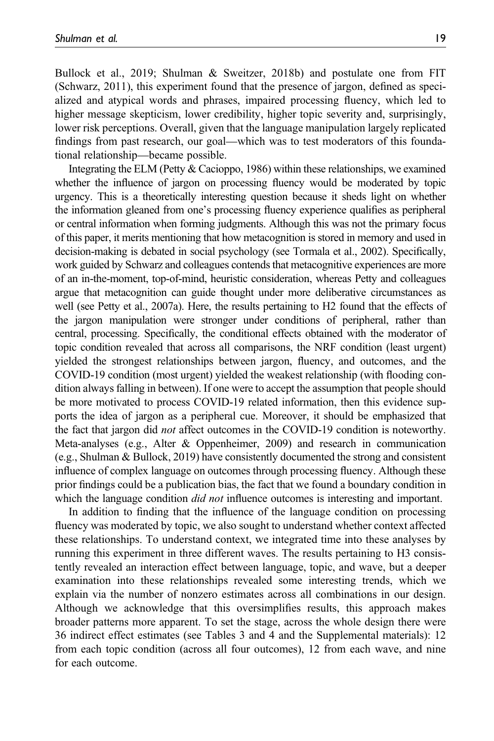Bullock et al., 2019; Shulman & Sweitzer, 2018b) and postulate one from FIT (Schwarz, 2011), this experiment found that the presence of jargon, defined as specialized and atypical words and phrases, impaired processing fluency, which led to higher message skepticism, lower credibility, higher topic severity and, surprisingly, lower risk perceptions. Overall, given that the language manipulation largely replicated findings from past research, our goal—which was to test moderators of this foundational relationship—became possible.

Integrating the ELM (Petty & Cacioppo, 1986) within these relationships, we examined whether the influence of jargon on processing fluency would be moderated by topic urgency. This is a theoretically interesting question because it sheds light on whether the information gleaned from one's processing fluency experience qualifies as peripheral or central information when forming judgments. Although this was not the primary focus of this paper, it merits mentioning that how metacognition is stored in memory and used in decision-making is debated in social psychology (see Tormala et al., 2002). Specifically, work guided by Schwarz and colleagues contends that metacognitive experiences are more of an in-the-moment, top-of-mind, heuristic consideration, whereas Petty and colleagues argue that metacognition can guide thought under more deliberative circumstances as well (see Petty et al., 2007a). Here, the results pertaining to H2 found that the effects of the jargon manipulation were stronger under conditions of peripheral, rather than central, processing. Specifically, the conditional effects obtained with the moderator of topic condition revealed that across all comparisons, the NRF condition (least urgent) yielded the strongest relationships between jargon, fluency, and outcomes, and the COVID-19 condition (most urgent) yielded the weakest relationship (with flooding condition always falling in between). If one were to accept the assumption that people should be more motivated to process COVID-19 related information, then this evidence supports the idea of jargon as a peripheral cue. Moreover, it should be emphasized that the fact that jargon did *not* affect outcomes in the COVID-19 condition is noteworthy. Meta-analyses (e.g., Alter & Oppenheimer, 2009) and research in communication (e.g., Shulman & Bullock, 2019) have consistently documented the strong and consistent influence of complex language on outcomes through processing fluency. Although these prior findings could be a publication bias, the fact that we found a boundary condition in which the language condition *did not* influence outcomes is interesting and important.

In addition to finding that the influence of the language condition on processing fluency was moderated by topic, we also sought to understand whether context affected these relationships. To understand context, we integrated time into these analyses by running this experiment in three different waves. The results pertaining to H3 consistently revealed an interaction effect between language, topic, and wave, but a deeper examination into these relationships revealed some interesting trends, which we explain via the number of nonzero estimates across all combinations in our design. Although we acknowledge that this oversimplifies results, this approach makes broader patterns more apparent. To set the stage, across the whole design there were 36 indirect effect estimates (see Tables 3 and 4 and the Supplemental materials): 12 from each topic condition (across all four outcomes), 12 from each wave, and nine for each outcome.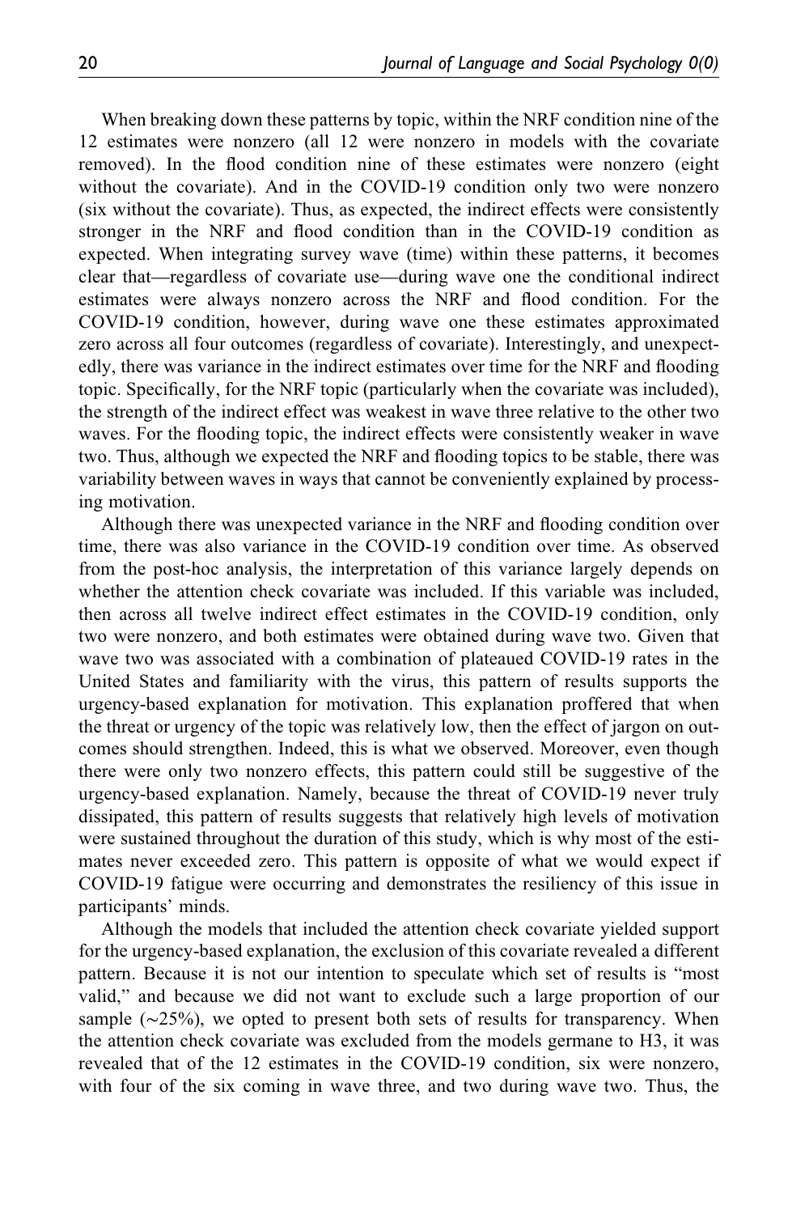When breaking down these patterns by topic, within the NRF condition nine of the 12 estimates were nonzero (all 12 were nonzero in models with the covariate removed). In the flood condition nine of these estimates were nonzero (eight without the covariate). And in the COVID-19 condition only two were nonzero (six without the covariate). Thus, as expected, the indirect effects were consistently stronger in the NRF and flood condition than in the COVID-19 condition as expected. When integrating survey wave (time) within these patterns, it becomes clear that—regardless of covariate use—during wave one the conditional indirect estimates were always nonzero across the NRF and flood condition. For the COVID-19 condition, however, during wave one these estimates approximated zero across all four outcomes (regardless of covariate). Interestingly, and unexpectedly, there was variance in the indirect estimates over time for the NRF and flooding topic. Specifically, for the NRF topic (particularly when the covariate was included), the strength of the indirect effect was weakest in wave three relative to the other two waves. For the flooding topic, the indirect effects were consistently weaker in wave two. Thus, although we expected the NRF and flooding topics to be stable, there was variability between waves in ways that cannot be conveniently explained by processing motivation.

Although there was unexpected variance in the NRF and flooding condition over time, there was also variance in the COVID-19 condition over time. As observed from the post-hoc analysis, the interpretation of this variance largely depends on whether the attention check covariate was included. If this variable was included, then across all twelve indirect effect estimates in the COVID-19 condition, only two were nonzero, and both estimates were obtained during wave two. Given that wave two was associated with a combination of plateaued COVID-19 rates in the United States and familiarity with the virus, this pattern of results supports the urgency-based explanation for motivation. This explanation proffered that when the threat or urgency of the topic was relatively low, then the effect of jargon on outcomes should strengthen. Indeed, this is what we observed. Moreover, even though there were only two nonzero effects, this pattern could still be suggestive of the urgency-based explanation. Namely, because the threat of COVID-19 never truly dissipated, this pattern of results suggests that relatively high levels of motivation were sustained throughout the duration of this study, which is why most of the estimates never exceeded zero. This pattern is opposite of what we would expect if COVID-19 fatigue were occurring and demonstrates the resiliency of this issue in participants' minds.

Although the models that included the attention check covariate yielded support for the urgency-based explanation, the exclusion of this covariate revealed a different pattern. Because it is not our intention to speculate which set of results is "most valid," and because we did not want to exclude such a large proportion of our sample (~25%), we opted to present both sets of results for transparency. When the attention check covariate was excluded from the models germane to H3, it was revealed that of the 12 estimates in the COVID-19 condition, six were nonzero, with four of the six coming in wave three, and two during wave two. Thus, the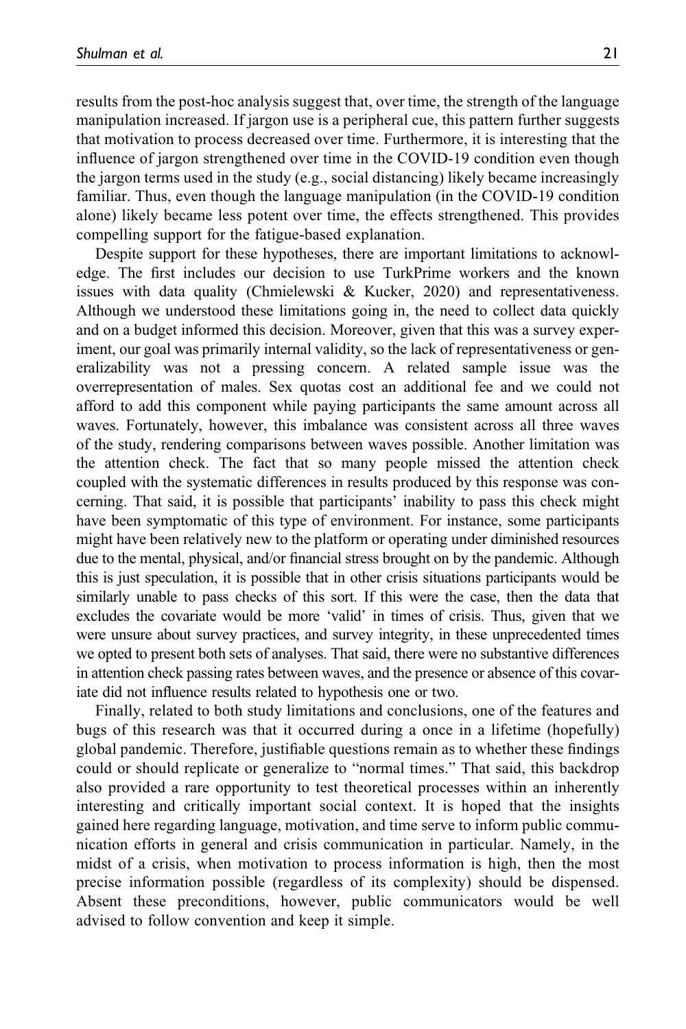results from the post-hoc analysis suggest that, over time, the strength of the language manipulation increased. If jargon use is a peripheral cue, this pattern further suggests that motivation to process decreased over time. Furthermore, it is interesting that the influence of jargon strengthened over time in the COVID-19 condition even though the jargon terms used in the study (e.g., social distancing) likely became increasingly familiar. Thus, even though the language manipulation (in the COVID-19 condition alone) likely became less potent over time, the effects strengthened. This provides compelling support for the fatigue-based explanation.

Despite support for these hypotheses, there are important limitations to acknowledge. The first includes our decision to use TurkPrime workers and the known issues with data quality (Chmielewski & Kucker, 2020) and representativeness. Although we understood these limitations going in, the need to collect data quickly and on a budget informed this decision. Moreover, given that this was a survey experiment, our goal was primarily internal validity, so the lack of representativeness or generalizability was not a pressing concern. A related sample issue was the overrepresentation of males. Sex quotas cost an additional fee and we could not afford to add this component while paying participants the same amount across all waves. Fortunately, however, this imbalance was consistent across all three waves of the study, rendering comparisons between waves possible. Another limitation was the attention check. The fact that so many people missed the attention check coupled with the systematic differences in results produced by this response was concerning. That said, it is possible that participants' inability to pass this check might have been symptomatic of this type of environment. For instance, some participants might have been relatively new to the platform or operating under diminished resources due to the mental, physical, and/or financial stress brought on by the pandemic. Although this is just speculation, it is possible that in other crisis situations participants would be similarly unable to pass checks of this sort. If this were the case, then the data that excludes the covariate would be more 'valid' in times of crisis. Thus, given that we were unsure about survey practices, and survey integrity, in these unprecedented times we opted to present both sets of analyses. That said, there were no substantive differences in attention check passing rates between waves, and the presence or absence of this covariate did not influence results related to hypothesis one or two.

Finally, related to both study limitations and conclusions, one of the features and bugs of this research was that it occurred during a once in a lifetime (hopefully) global pandemic. Therefore, justifiable questions remain as to whether these findings could or should replicate or generalize to "normal times." That said, this backdrop also provided a rare opportunity to test theoretical processes within an inherently interesting and critically important social context. It is hoped that the insights gained here regarding language, motivation, and time serve to inform public communication efforts in general and crisis communication in particular. Namely, in the midst of a crisis, when motivation to process information is high, then the most precise information possible (regardless of its complexity) should be dispensed. Absent these preconditions, however, public communicators would be well advised to follow convention and keep it simple.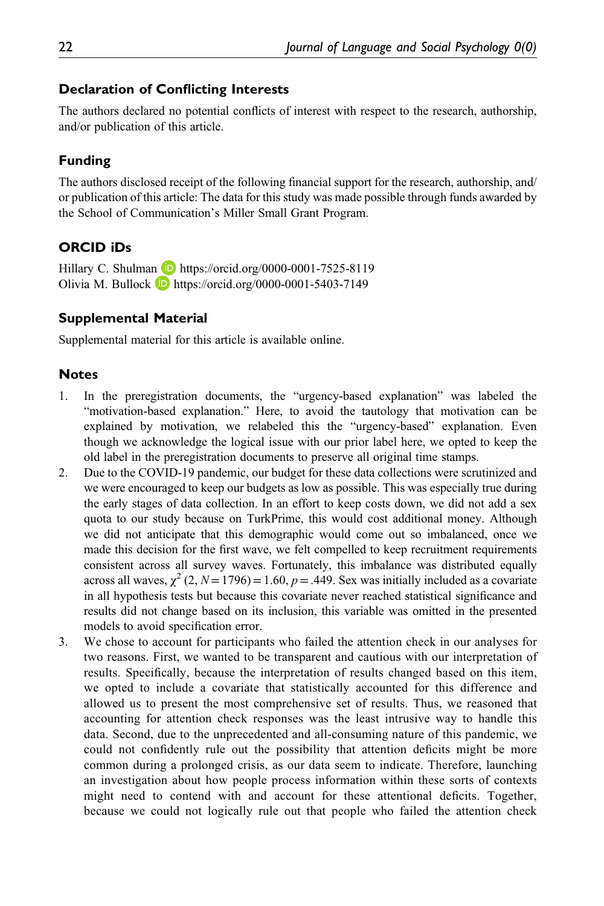## Declaration of Conflicting Interests

The authors declared no potential conflicts of interest with respect to the research, authorship, and/or publication of this article.

## Funding

The authors disclosed receipt of the following financial support for the research, authorship, and/or publication of this article: The data for this study was made possible through funds awarded by the School of Communication's Miller Small Grant Program.

## ORCID iDs

Hillary C. Shulman https://orcid.org/0000-0001-7525-8119
Olivia M. Bullock https://orcid.org/0000-0001-5403-7149

## Supplemental Material

Supplemental material for this article is available online.

## Notes

1. In the preregistration documents, the "urgency-based explanation" was labeled the "motivation-based explanation." Here, to avoid the tautology that motivation can be explained by motivation, we relabeled this the "urgency-based" explanation. Even though we acknowledge the logical issue with our prior label here, we opted to keep the old label in the preregistration documents to preserve all original time stamps.
2. Due to the COVID-19 pandemic, our budget for these data collections were scrutinized and we were encouraged to keep our budgets as low as possible. This was especially true during the early stages of data collection. In an effort to keep costs down, we did not add a sex quota to our study because on TurkPrime, this would cost additional money. Although we did not anticipate that this demographic would come out so imbalanced, once we made this decision for the first wave, we felt compelled to keep recruitment requirements consistent across all survey waves. Fortunately, this imbalance was distributed equally across all waves, $\chi^2$ (2, $N = 1796$) = 1.60, $p = .449$. Sex was initially included as a covariate in all hypothesis tests but because this covariate never reached statistical significance and results did not change based on its inclusion, this variable was omitted in the presented models to avoid specification error.
3. We chose to account for participants who failed the attention check in our analyses for two reasons. First, we wanted to be transparent and cautious with our interpretation of results. Specifically, because the interpretation of results changed based on this item, we opted to include a covariate that statistically accounted for this difference and allowed us to present the most comprehensive set of results. Thus, we reasoned that accounting for attention check responses was the least intrusive way to handle this data. Second, due to the unprecedented and all-consuming nature of this pandemic, we could not confidently rule out the possibility that attention deficits might be more common during a prolonged crisis, as our data seem to indicate. Therefore, launching an investigation about how people process information within these sorts of contexts might need to contend with and account for these attentional deficits. Together, because we could not logically rule out that people who failed the attention check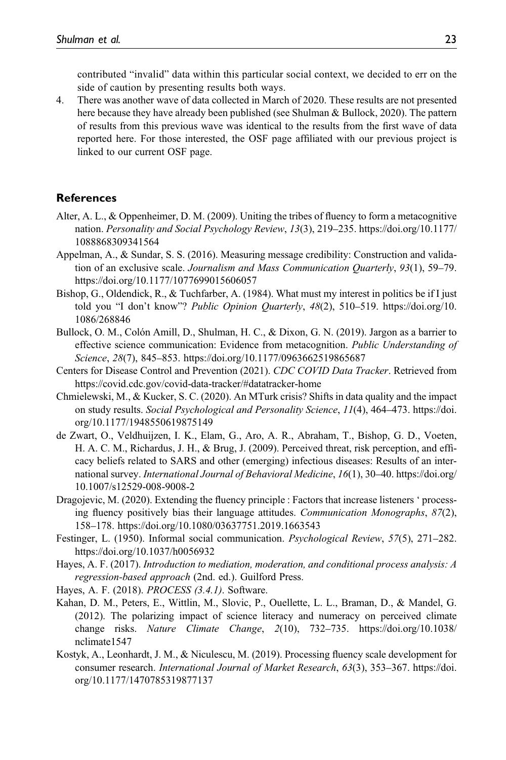contributed "invalid" data within this particular social context, we decided to err on the side of caution by presenting results both ways.

4. There was another wave of data collected in March of 2020. These results are not presented here because they have already been published (see Shulman & Bullock, 2020). The pattern of results from this previous wave was identical to the results from the first wave of data reported here. For those interested, the OSF page affiliated with our previous project is linked to our current OSF page.

## References

Alter, A. L., & Oppenheimer, D. M. (2009). Uniting the tribes of fluency to form a metacognitive nation. *Personality and Social Psychology Review*, *13*(3), 219–235. https://doi.org/10.1177/1088868309341564

Appelman, A., & Sundar, S. S. (2016). Measuring message credibility: Construction and validation of an exclusive scale. *Journalism and Mass Communication Quarterly*, *93*(1), 59–79. https://doi.org/10.1177/1077699015606057

Bishop, G., Oldendick, R., & Tuchfarber, A. (1984). What must my interest in politics be if I just told you "I don't know"? *Public Opinion Quarterly*, *48*(2), 510–519. https://doi.org/10.1086/268846

Bullock, O. M., Colón Amill, D., Shulman, H. C., & Dixon, G. N. (2019). Jargon as a barrier to effective science communication: Evidence from metacognition. *Public Understanding of Science*, *28*(7), 845–853. https://doi.org/10.1177/0963662519865687

Centers for Disease Control and Prevention (2021). *CDC COVID Data Tracker*. Retrieved from https://covid.cdc.gov/covid-data-tracker/#datatracker-home

Chmielewski, M., & Kucker, S. C. (2020). An MTurk crisis? Shifts in data quality and the impact on study results. *Social Psychological and Personality Science*, *11*(4), 464–473. https://doi.org/10.1177/1948550619875149

de Zwart, O., Veldhuijzen, I. K., Elam, G., Aro, A. R., Abraham, T., Bishop, G. D., Voeten, H. A. C. M., Richardus, J. H., & Brug, J. (2009). Perceived threat, risk perception, and efficacy beliefs related to SARS and other (emerging) infectious diseases: Results of an international survey. *International Journal of Behavioral Medicine*, *16*(1), 30–40. https://doi.org/10.1007/s12529-008-9008-2

Dragojevic, M. (2020). Extending the fluency principle : Factors that increase listeners ' processing fluency positively bias their language attitudes. *Communication Monographs*, *87*(2), 158–178. https://doi.org/10.1080/03637751.2019.1663543

Festinger, L. (1950). Informal social communication. *Psychological Review*, *57*(5), 271–282. https://doi.org/10.1037/h0056932

Hayes, A. F. (2017). *Introduction to mediation, moderation, and conditional process analysis: A regression-based approach* (2nd. ed.). Guilford Press.

Hayes, A. F. (2018). *PROCESS (3.4.1)*. Software.

Kahan, D. M., Peters, E., Wittlin, M., Slovic, P., Ouellette, L. L., Braman, D., & Mandel, G. (2012). The polarizing impact of science literacy and numeracy on perceived climate change risks. *Nature Climate Change*, *2*(10), 732–735. https://doi.org/10.1038/nclimate1547

Kostyk, A., Leonhardt, J. M., & Niculescu, M. (2019). Processing fluency scale development for consumer research. *International Journal of Market Research*, *63*(3), 353–367. https://doi.org/10.1177/1470785319877137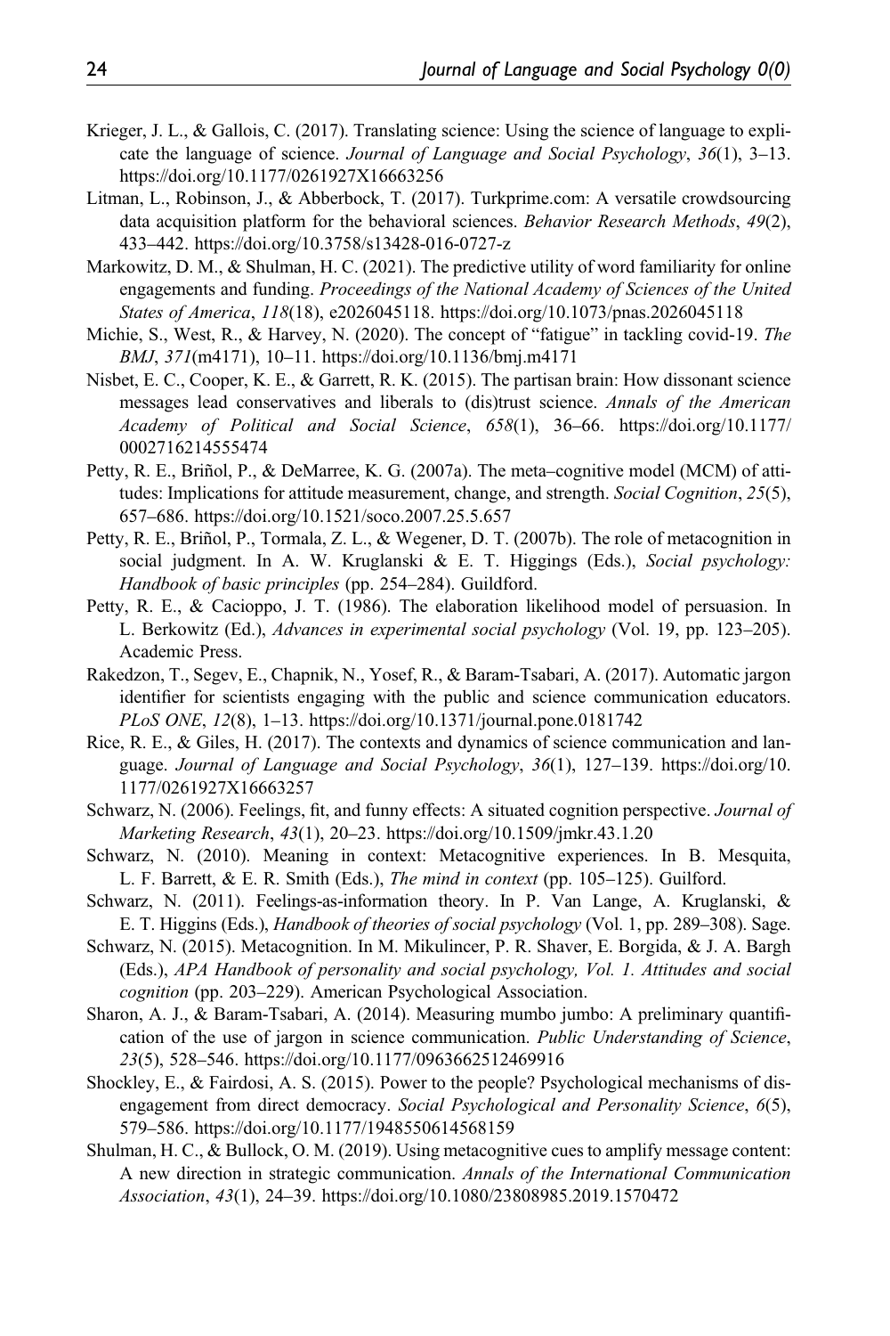Krieger, J. L., & Gallois, C. (2017). Translating science: Using the science of language to explicate the language of science. *Journal of Language and Social Psychology*, *36*(1), 3–13. https://doi.org/10.1177/0261927X16663256

Litman, L., Robinson, J., & Abberbock, T. (2017). Turkprime.com: A versatile crowdsourcing data acquisition platform for the behavioral sciences. *Behavior Research Methods*, *49*(2), 433–442. https://doi.org/10.3758/s13428-016-0727-z

Markowitz, D. M., & Shulman, H. C. (2021). The predictive utility of word familiarity for online engagements and funding. *Proceedings of the National Academy of Sciences of the United States of America*, *118*(18), e2026045118. https://doi.org/10.1073/pnas.2026045118

Michie, S., West, R., & Harvey, N. (2020). The concept of "fatigue" in tackling covid-19. *The BMJ*, *371*(m4171), 10–11. https://doi.org/10.1136/bmj.m4171

Nisbet, E. C., Cooper, K. E., & Garrett, R. K. (2015). The partisan brain: How dissonant science messages lead conservatives and liberals to (dis)trust science. *Annals of the American Academy of Political and Social Science*, *658*(1), 36–66. https://doi.org/10.1177/0002716214555474

Petty, R. E., Briñol, P., & DeMarree, K. G. (2007a). The meta–cognitive model (MCM) of attitudes: Implications for attitude measurement, change, and strength. *Social Cognition*, *25*(5), 657–686. https://doi.org/10.1521/soco.2007.25.5.657

Petty, R. E., Briñol, P., Tormala, Z. L., & Wegener, D. T. (2007b). The role of metacognition in social judgment. In A. W. Kruglanski & E. T. Higgings (Eds.), *Social psychology: Handbook of basic principles* (pp. 254–284). Guildford.

Petty, R. E., & Cacioppo, J. T. (1986). The elaboration likelihood model of persuasion. In L. Berkowitz (Ed.), *Advances in experimental social psychology* (Vol. 19, pp. 123–205). Academic Press.

Rakedzon, T., Segev, E., Chapnik, N., Yosef, R., & Baram-Tsabari, A. (2017). Automatic jargon identifier for scientists engaging with the public and science communication educators. *PLoS ONE*, *12*(8), 1–13. https://doi.org/10.1371/journal.pone.0181742

Rice, R. E., & Giles, H. (2017). The contexts and dynamics of science communication and language. *Journal of Language and Social Psychology*, *36*(1), 127–139. https://doi.org/10.1177/0261927X16663257

Schwarz, N. (2006). Feelings, fit, and funny effects: A situated cognition perspective. *Journal of Marketing Research*, *43*(1), 20–23. https://doi.org/10.1509/jmkr.43.1.20

Schwarz, N. (2010). Meaning in context: Metacognitive experiences. In B. Mesquita, L. F. Barrett, & E. R. Smith (Eds.), *The mind in context* (pp. 105–125). Guilford.

Schwarz, N. (2011). Feelings-as-information theory. In P. Van Lange, A. Kruglanski, & E. T. Higgins (Eds.), *Handbook of theories of social psychology* (Vol. 1, pp. 289–308). Sage.

Schwarz, N. (2015). Metacognition. In M. Mikulincer, P. R. Shaver, E. Borgida, & J. A. Bargh (Eds.), *APA Handbook of personality and social psychology, Vol. 1. Attitudes and social cognition* (pp. 203–229). American Psychological Association.

Sharon, A. J., & Baram-Tsabari, A. (2014). Measuring mumbo jumbo: A preliminary quantification of the use of jargon in science communication. *Public Understanding of Science*, *23*(5), 528–546. https://doi.org/10.1177/0963662512469916

Shockley, E., & Fairdosi, A. S. (2015). Power to the people? Psychological mechanisms of disengagement from direct democracy. *Social Psychological and Personality Science*, *6*(5), 579–586. https://doi.org/10.1177/1948550614568159

Shulman, H. C., & Bullock, O. M. (2019). Using metacognitive cues to amplify message content: A new direction in strategic communication. *Annals of the International Communication Association*, *43*(1), 24–39. https://doi.org/10.1080/23808985.2019.1570472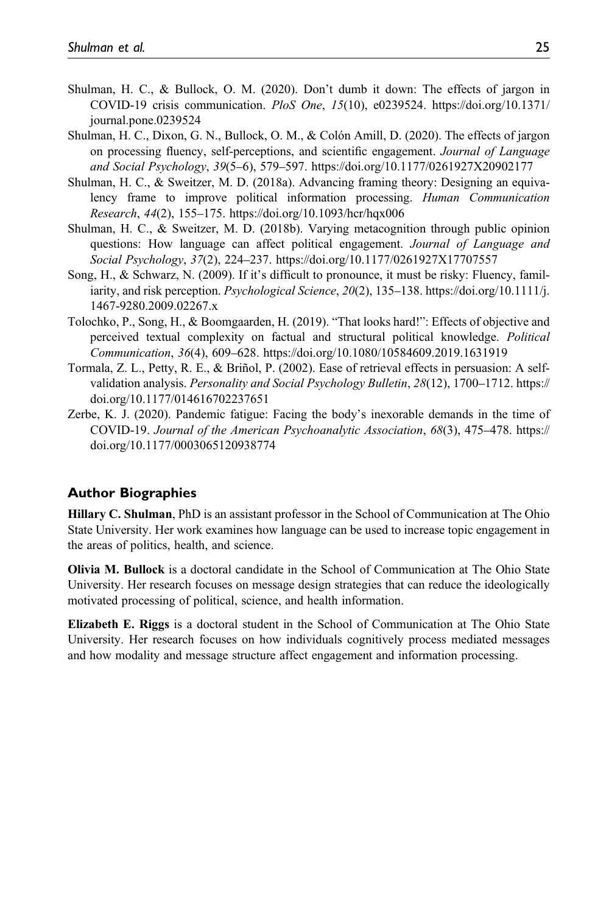Shulman, H. C., & Bullock, O. M. (2020). Don't dumb it down: The effects of jargon in COVID-19 crisis communication. *PloS One*, *15*(10), e0239524. https://doi.org/10.1371/journal.pone.0239524

Shulman, H. C., Dixon, G. N., Bullock, O. M., & Colón Amill, D. (2020). The effects of jargon on processing fluency, self-perceptions, and scientific engagement. *Journal of Language and Social Psychology*, *39*(5–6), 579–597. https://doi.org/10.1177/0261927X20902177

Shulman, H. C., & Sweitzer, M. D. (2018a). Advancing framing theory: Designing an equivalency frame to improve political information processing. *Human Communication Research*, *44*(2), 155–175. https://doi.org/10.1093/hcr/hqx006

Shulman, H. C., & Sweitzer, M. D. (2018b). Varying metacognition through public opinion questions: How language can affect political engagement. *Journal of Language and Social Psychology*, *37*(2), 224–237. https://doi.org/10.1177/0261927X17707557

Song, H., & Schwarz, N. (2009). If it's difficult to pronounce, it must be risky: Fluency, familiarity, and risk perception. *Psychological Science*, *20*(2), 135–138. https://doi.org/10.1111/j.1467-9280.2009.02267.x

Tolochko, P., Song, H., & Boomgaarden, H. (2019). "That looks hard!": Effects of objective and perceived textual complexity on factual and structural political knowledge. *Political Communication*, *36*(4), 609–628. https://doi.org/10.1080/10584609.2019.1631919

Tormala, Z. L., Petty, R. E., & Briñol, P. (2002). Ease of retrieval effects in persuasion: A self-validation analysis. *Personality and Social Psychology Bulletin*, *28*(12), 1700–1712. https://doi.org/10.1177/014616702237651

Zerbe, K. J. (2020). Pandemic fatigue: Facing the body's inexorable demands in the time of COVID-19. *Journal of the American Psychoanalytic Association*, *68*(3), 475–478. https://doi.org/10.1177/0003065120938774

## Author Biographies

**Hillary C. Shulman**, PhD is an assistant professor in the School of Communication at The Ohio State University. Her work examines how language can be used to increase topic engagement in the areas of politics, health, and science.

**Olivia M. Bullock** is a doctoral candidate in the School of Communication at The Ohio State University. Her research focuses on message design strategies that can reduce the ideologically motivated processing of political, science, and health information.

**Elizabeth E. Riggs** is a doctoral student in the School of Communication at The Ohio State University. Her research focuses on how individuals cognitively process mediated messages and how modality and message structure affect engagement and information processing.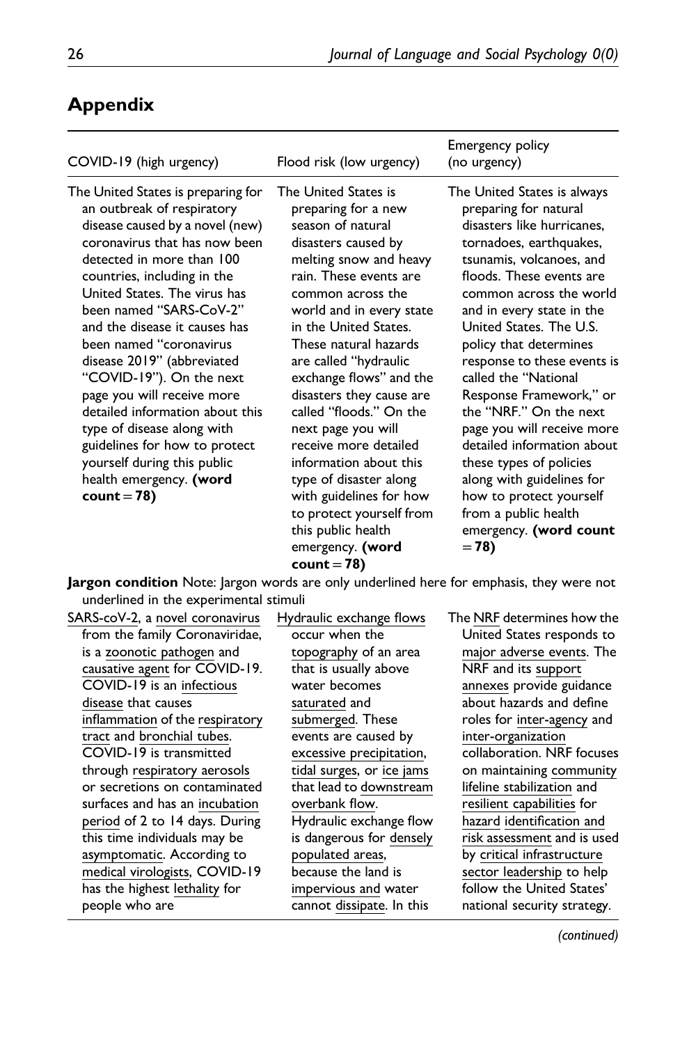## Appendix

| COVID-19 (high urgency) | Flood risk (low urgency) | Emergency policy (no urgency) |
|---|---|---|
| The United States is preparing for an outbreak of respiratory disease caused by a novel (new) coronavirus that has now been detected in more than 100 countries, including in the United States. The virus has been named "SARS-CoV-2" and the disease it causes has been named "coronavirus disease 2019" (abbreviated "COVID-19"). On the next page you will receive more detailed information about this type of disease along with guidelines for how to protect yourself during this public health emergency. **(word count = 78)** | The United States is preparing for a new season of natural disasters caused by melting snow and heavy rain. These events are common across the world and in every state in the United States. These natural hazards are called "hydraulic exchange flows" and the disasters they cause are called "floods." On the next page you will receive more detailed information about this type of disaster along with guidelines for how to protect yourself from this public health emergency. **(word count = 78)** | The United States is always preparing for natural disasters like hurricanes, tornadoes, earthquakes, tsunamis, volcanoes, and floods. These events are common across the world and in every state in the United States. The U.S. policy that determines response to these events is called the "National Response Framework," or the "NRF." On the next page you will receive more detailed information about these types of policies along with guidelines for how to protect yourself from a public health emergency. **(word count = 78)** |
| **Jargon condition** Note: Jargon words are only underlined here for emphasis, they were not underlined in the experimental stimuli | | |
| SARS-coV-2, a novel coronavirus from the family Coronaviridae, is a zoonotic pathogen and causative agent for COVID-19. COVID-19 is an infectious disease that causes inflammation of the respiratory tract and bronchial tubes. COVID-19 is transmitted through respiratory aerosols or secretions on contaminated surfaces and has an incubation period of 2 to 14 days. During this time individuals may be asymptomatic. According to medical virologists, COVID-19 has the highest lethality for people who are | Hydraulic exchange flows occur when the topography of an area that is usually above water becomes saturated and submerged. These events are caused by excessive precipitation, tidal surges, or ice jams that lead to downstream overbank flow. Hydraulic exchange flow is dangerous for densely populated areas, because the land is impervious and water cannot dissipate. In this | The NRF determines how the United States responds to major adverse events. The NRF and its support annexes provide guidance about hazards and define roles for inter-agency and inter-organization collaboration. NRF focuses on maintaining community lifeline stabilization and resilient capabilities for hazard identification and risk assessment and is used by critical infrastructure sector leadership to help follow the United States' national security strategy. |

*(continued)*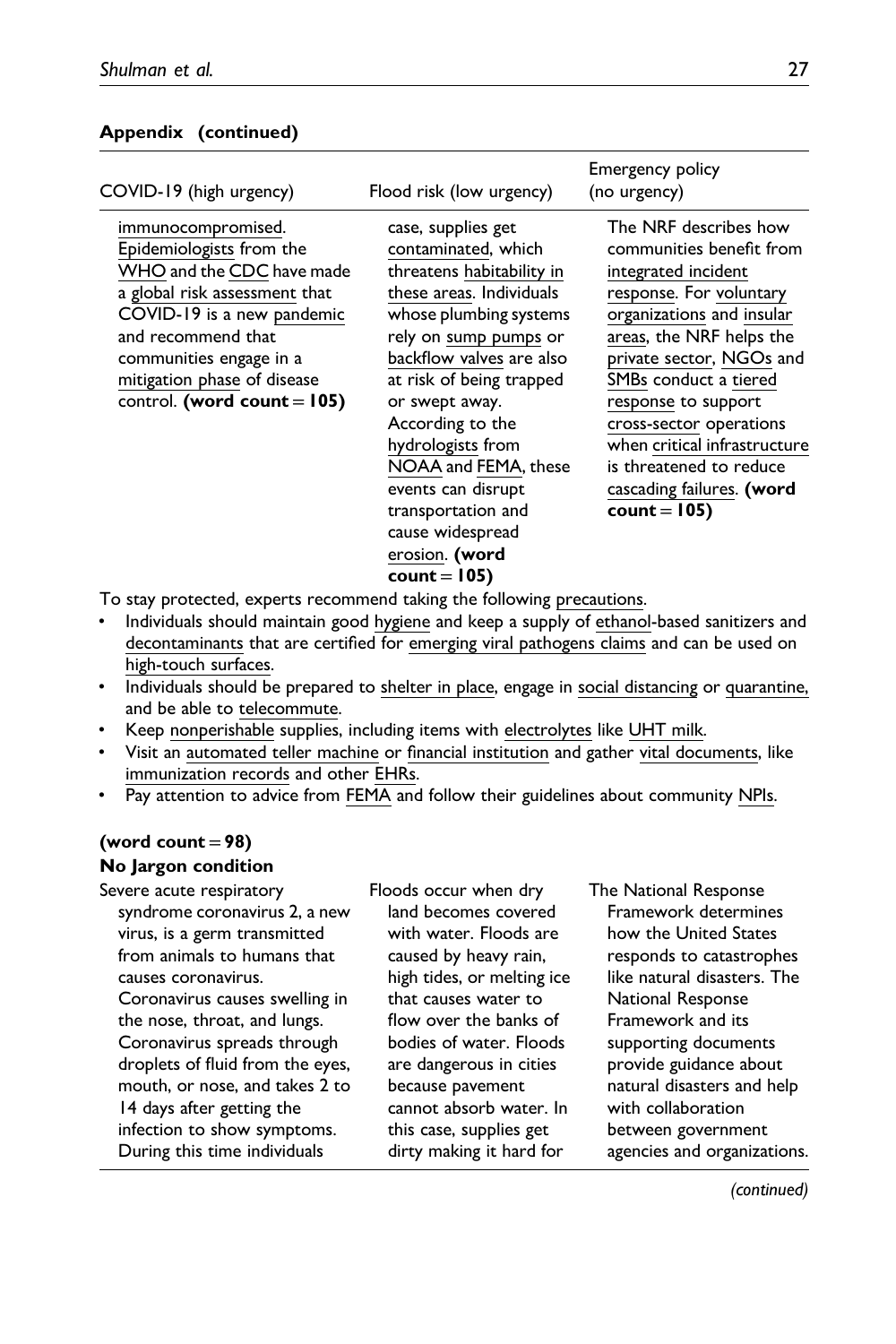**Appendix (continued)**

| COVID-19 (high urgency) | Flood risk (low urgency) | Emergency policy (no urgency) |
|---|---|---|
| immunocompromised. Epidemiologists from the WHO and the CDC have made a global risk assessment that COVID-19 is a new pandemic and recommend that communities engage in a mitigation phase of disease control. **(word count = 105)** | case, supplies get contaminated, which threatens habitability in these areas. Individuals whose plumbing systems rely on sump pumps or backflow valves are also at risk of being trapped or swept away. According to the hydrologists from NOAA and FEMA, these events can disrupt transportation and cause widespread erosion. **(word count = 105)** | The NRF describes how communities benefit from integrated incident response. For voluntary organizations and insular areas, the NRF helps the private sector, NGOs and SMBs conduct a tiered response to support cross-sector operations when critical infrastructure is threatened to reduce cascading failures. **(word count = 105)** |

To stay protected, experts recommend taking the following precautions.

- Individuals should maintain good hygiene and keep a supply of ethanol-based sanitizers and decontaminants that are certified for emerging viral pathogens claims and can be used on high-touch surfaces.
- Individuals should be prepared to shelter in place, engage in social distancing or quarantine, and be able to telecommute.
- Keep nonperishable supplies, including items with electrolytes like UHT milk.
- Visit an automated teller machine or financial institution and gather vital documents, like immunization records and other EHRs.
- Pay attention to advice from FEMA and follow their guidelines about community NPIs.

**(word count = 98)**

**No Jargon condition**

| COVID-19 (high urgency) | Flood risk (low urgency) | Emergency policy (no urgency) |
|---|---|---|
| Severe acute respiratory syndrome coronavirus 2, a new virus, is a germ transmitted from animals to humans that causes coronavirus. Coronavirus causes swelling in the nose, throat, and lungs. Coronavirus spreads through droplets of fluid from the eyes, mouth, or nose, and takes 2 to 14 days after getting the infection to show symptoms. During this time individuals | Floods occur when dry land becomes covered with water. Floods are caused by heavy rain, high tides, or melting ice that causes water to flow over the banks of bodies of water. Floods are dangerous in cities because pavement cannot absorb water. In this case, supplies get dirty making it hard for | The National Response Framework determines how the United States responds to catastrophes like natural disasters. The National Response Framework and its supporting documents provide guidance about natural disasters and help with collaboration between government agencies and organizations. |

*(continued)*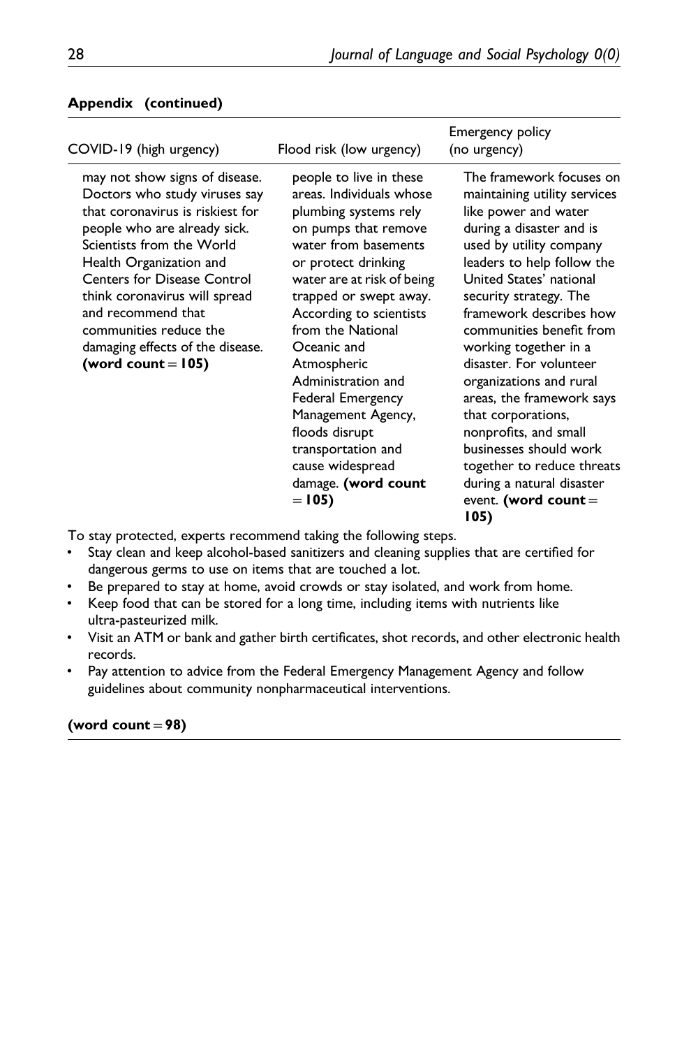**Appendix (continued)**

| COVID-19 (high urgency) | Flood risk (low urgency) | Emergency policy (no urgency) |
|---|---|---|
| may not show signs of disease. Doctors who study viruses say that coronavirus is riskiest for people who are already sick. Scientists from the World Health Organization and Centers for Disease Control think coronavirus will spread and recommend that communities reduce the damaging effects of the disease. **(word count = 105)** | people to live in these areas. Individuals whose plumbing systems rely on pumps that remove water from basements or protect drinking water are at risk of being trapped or swept away. According to scientists from the National Oceanic and Atmospheric Administration and Federal Emergency Management Agency, floods disrupt transportation and cause widespread damage. **(word count = 105)** | The framework focuses on maintaining utility services like power and water during a disaster and is used by utility company leaders to help follow the United States' national security strategy. The framework describes how communities benefit from working together in a disaster. For volunteer organizations and rural areas, the framework says that corporations, nonprofits, and small businesses should work together to reduce threats during a natural disaster event. **(word count = 105)** |

To stay protected, experts recommend taking the following steps.

- Stay clean and keep alcohol-based sanitizers and cleaning supplies that are certified for dangerous germs to use on items that are touched a lot.
- Be prepared to stay at home, avoid crowds or stay isolated, and work from home.
- Keep food that can be stored for a long time, including items with nutrients like ultra-pasteurized milk.
- Visit an ATM or bank and gather birth certificates, shot records, and other electronic health records.
- Pay attention to advice from the Federal Emergency Management Agency and follow guidelines about community nonpharmaceutical interventions.

**(word count = 98)**